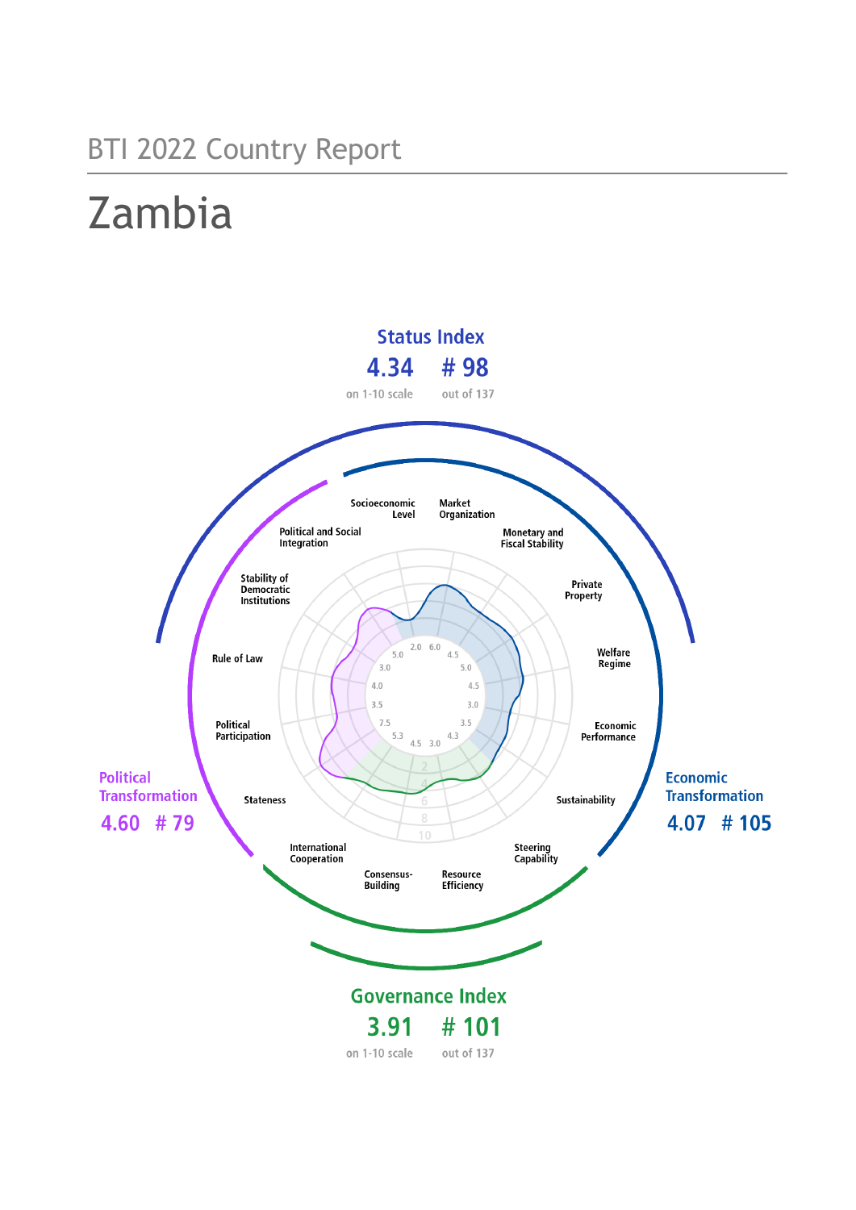BTI 2022 Country Report

# Zambia

**Status Index**
**4.34** on 1-10 scale
**# 98** out of 137

**Political Transformation**
**4.60 # 79**

**Economic Transformation**
**4.07 # 105**

**Governance Index**
**3.91** on 1-10 scale
**# 101** out of 137

| Criterion | Score |
| --- | --- |
| Stateness | 7.5 |
| Political Participation | 3.5 |
| Rule of Law | 4.0 |
| Stability of Democratic Institutions | 3.0 |
| Political and Social Integration | 5.0 |
| Socioeconomic Level | 2.0 |
| Market Organization | 6.0 |
| Monetary and Fiscal Stability | 4.5 |
| Private Property | 5.0 |
| Welfare Regime | 4.5 |
| Economic Performance | 3.0 |
| Sustainability | 3.5 |
| Steering Capability | 4.3 |
| Resource Efficiency | 3.0 |
| Consensus-Building | 4.5 |
| International Cooperation | 5.3 |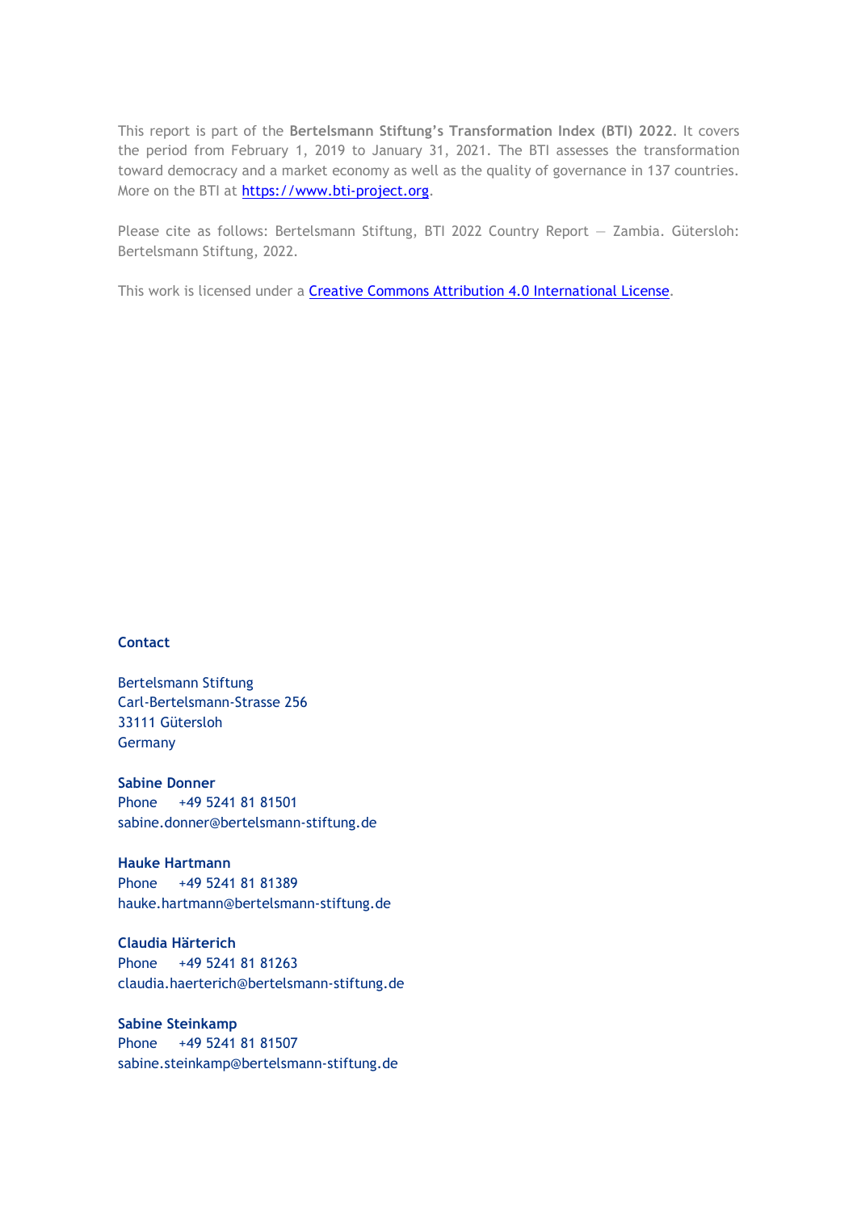This report is part of the **Bertelsmann Stiftung's Transformation Index (BTI) 2022**. It covers the period from February 1, 2019 to January 31, 2021. The BTI assesses the transformation toward democracy and a market economy as well as the quality of governance in 137 countries. More on the BTI at [https://www.bti-project.org](https://www.bti-project.org).

Please cite as follows: Bertelsmann Stiftung, BTI 2022 Country Report — Zambia. Gütersloh: Bertelsmann Stiftung, 2022.

This work is licensed under a [Creative Commons Attribution 4.0 International License](https://creativecommons.org/licenses/by/4.0/).

**Contact**

Bertelsmann Stiftung
Carl-Bertelsmann-Strasse 256
33111 Gütersloh
Germany

**Sabine Donner**
Phone +49 5241 81 81501
sabine.donner@bertelsmann-stiftung.de

**Hauke Hartmann**
Phone +49 5241 81 81389
hauke.hartmann@bertelsmann-stiftung.de

**Claudia Härterich**
Phone +49 5241 81 81263
claudia.haerterich@bertelsmann-stiftung.de

**Sabine Steinkamp**
Phone +49 5241 81 81507
sabine.steinkamp@bertelsmann-stiftung.de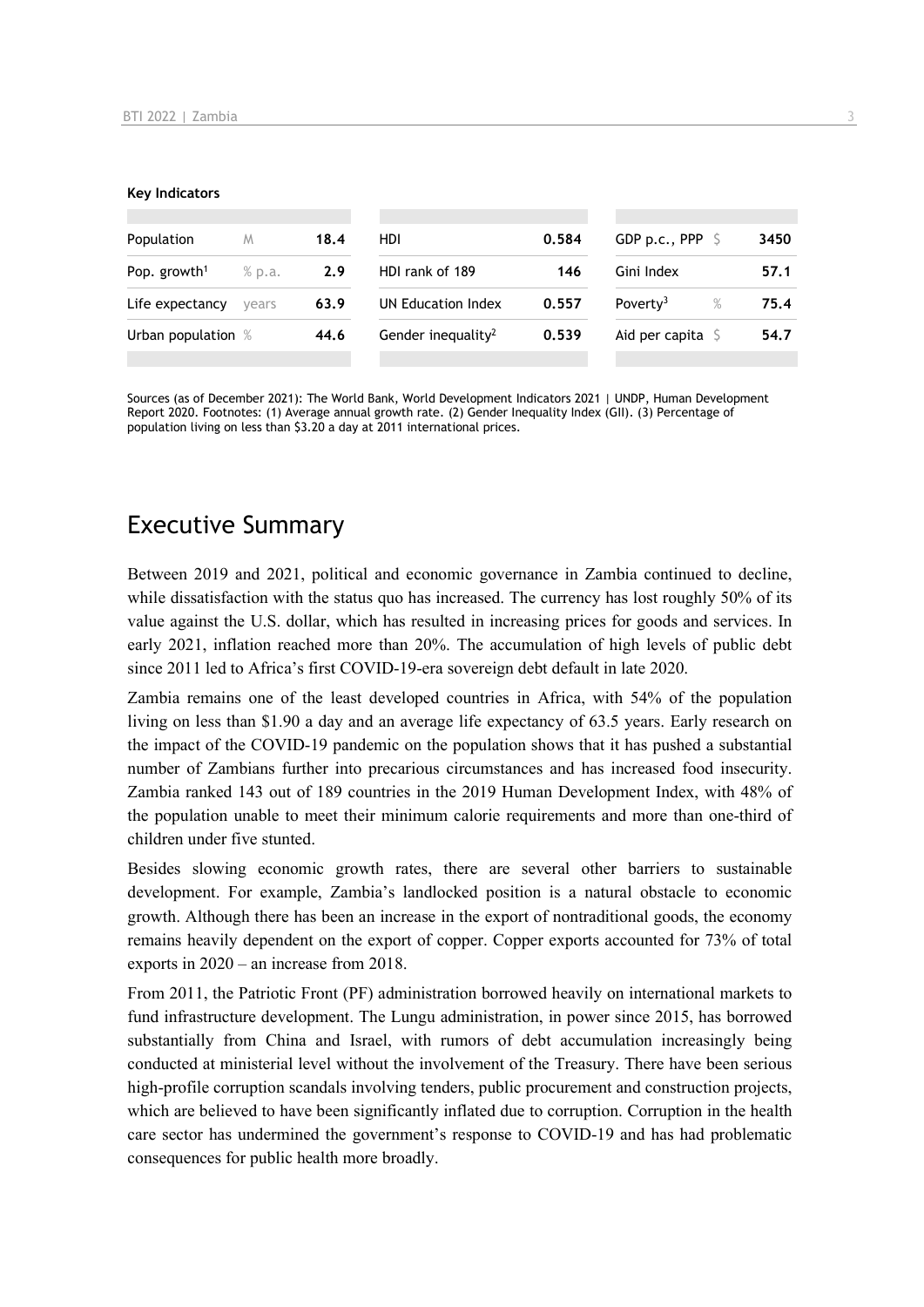**Key Indicators**

| Population | M | 18.4 | HDI | 0.584 | GDP p.c., PPP | $ | 3450 |
|---|---|---|---|---|---|---|---|
| Pop. growth[1] | % p.a. | 2.9 | HDI rank of 189 | 146 | Gini Index | | 57.1 |
| Life expectancy | years | 63.9 | UN Education Index | 0.557 | Poverty[3] | % | 75.4 |
| Urban population | % | 44.6 | Gender inequality[2] | 0.539 | Aid per capita | $ | 54.7 |

Sources (as of December 2021): The World Bank, World Development Indicators 2021 | UNDP, Human Development Report 2020. Footnotes: (1) Average annual growth rate. (2) Gender Inequality Index (GII). (3) Percentage of population living on less than $3.20 a day at 2011 international prices.

# Executive Summary

Between 2019 and 2021, political and economic governance in Zambia continued to decline, while dissatisfaction with the status quo has increased. The currency has lost roughly 50% of its value against the U.S. dollar, which has resulted in increasing prices for goods and services. In early 2021, inflation reached more than 20%. The accumulation of high levels of public debt since 2011 led to Africa's first COVID-19-era sovereign debt default in late 2020.

Zambia remains one of the least developed countries in Africa, with 54% of the population living on less than $1.90 a day and an average life expectancy of 63.5 years. Early research on the impact of the COVID-19 pandemic on the population shows that it has pushed a substantial number of Zambians further into precarious circumstances and has increased food insecurity. Zambia ranked 143 out of 189 countries in the 2019 Human Development Index, with 48% of the population unable to meet their minimum calorie requirements and more than one-third of children under five stunted.

Besides slowing economic growth rates, there are several other barriers to sustainable development. For example, Zambia's landlocked position is a natural obstacle to economic growth. Although there has been an increase in the export of nontraditional goods, the economy remains heavily dependent on the export of copper. Copper exports accounted for 73% of total exports in 2020 – an increase from 2018.

From 2011, the Patriotic Front (PF) administration borrowed heavily on international markets to fund infrastructure development. The Lungu administration, in power since 2015, has borrowed substantially from China and Israel, with rumors of debt accumulation increasingly being conducted at ministerial level without the involvement of the Treasury. There have been serious high-profile corruption scandals involving tenders, public procurement and construction projects, which are believed to have been significantly inflated due to corruption. Corruption in the health care sector has undermined the government's response to COVID-19 and has had problematic consequences for public health more broadly.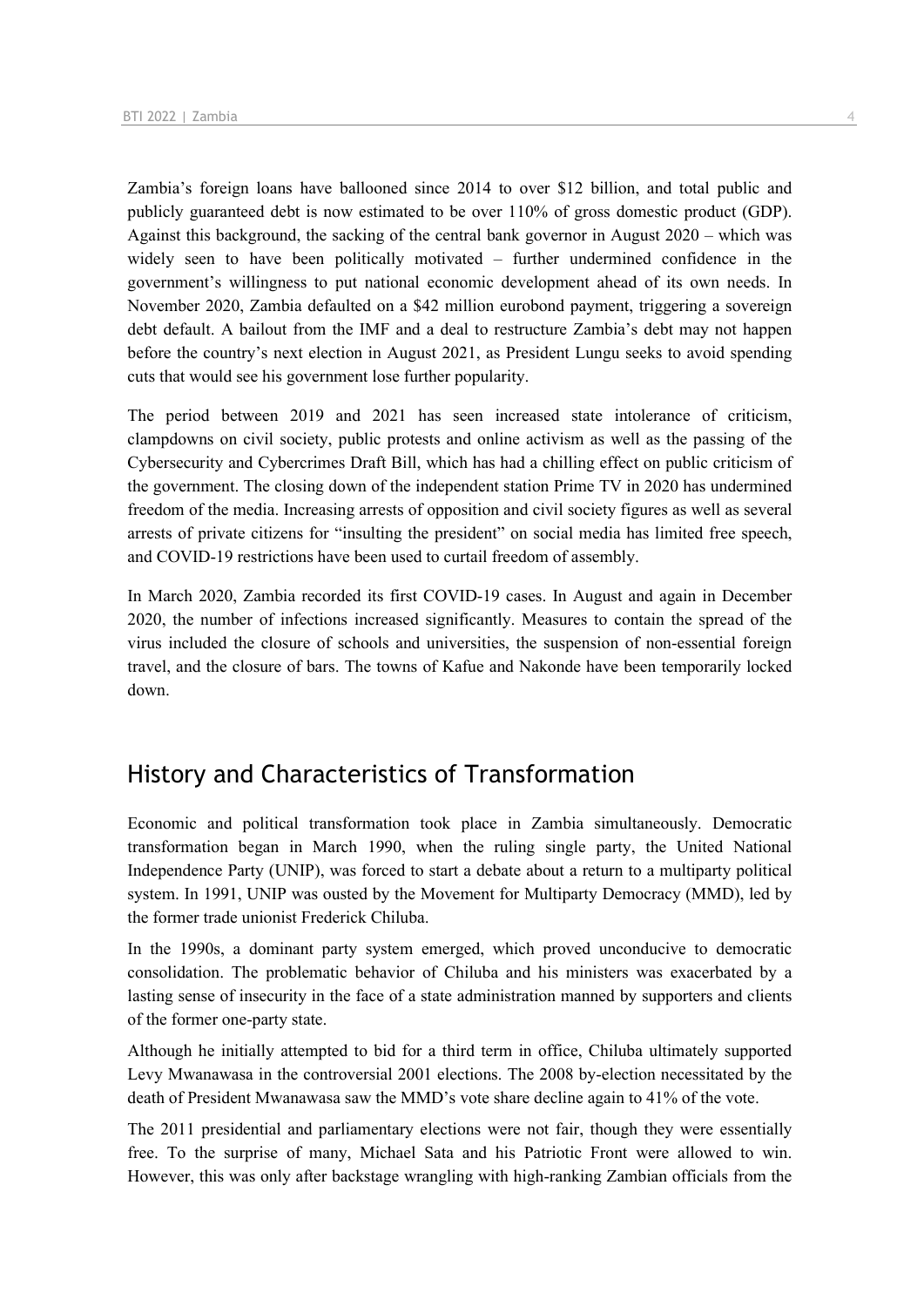Zambia's foreign loans have ballooned since 2014 to over \$12 billion, and total public and publicly guaranteed debt is now estimated to be over 110% of gross domestic product (GDP). Against this background, the sacking of the central bank governor in August 2020 – which was widely seen to have been politically motivated – further undermined confidence in the government's willingness to put national economic development ahead of its own needs. In November 2020, Zambia defaulted on a \$42 million eurobond payment, triggering a sovereign debt default. A bailout from the IMF and a deal to restructure Zambia's debt may not happen before the country's next election in August 2021, as President Lungu seeks to avoid spending cuts that would see his government lose further popularity.

The period between 2019 and 2021 has seen increased state intolerance of criticism, clampdowns on civil society, public protests and online activism as well as the passing of the Cybersecurity and Cybercrimes Draft Bill, which has had a chilling effect on public criticism of the government. The closing down of the independent station Prime TV in 2020 has undermined freedom of the media. Increasing arrests of opposition and civil society figures as well as several arrests of private citizens for "insulting the president" on social media has limited free speech, and COVID-19 restrictions have been used to curtail freedom of assembly.

In March 2020, Zambia recorded its first COVID-19 cases. In August and again in December 2020, the number of infections increased significantly. Measures to contain the spread of the virus included the closure of schools and universities, the suspension of non-essential foreign travel, and the closure of bars. The towns of Kafue and Nakonde have been temporarily locked down.

## History and Characteristics of Transformation

Economic and political transformation took place in Zambia simultaneously. Democratic transformation began in March 1990, when the ruling single party, the United National Independence Party (UNIP), was forced to start a debate about a return to a multiparty political system. In 1991, UNIP was ousted by the Movement for Multiparty Democracy (MMD), led by the former trade unionist Frederick Chiluba.

In the 1990s, a dominant party system emerged, which proved unconducive to democratic consolidation. The problematic behavior of Chiluba and his ministers was exacerbated by a lasting sense of insecurity in the face of a state administration manned by supporters and clients of the former one-party state.

Although he initially attempted to bid for a third term in office, Chiluba ultimately supported Levy Mwanawasa in the controversial 2001 elections. The 2008 by-election necessitated by the death of President Mwanawasa saw the MMD's vote share decline again to 41% of the vote.

The 2011 presidential and parliamentary elections were not fair, though they were essentially free. To the surprise of many, Michael Sata and his Patriotic Front were allowed to win. However, this was only after backstage wrangling with high-ranking Zambian officials from the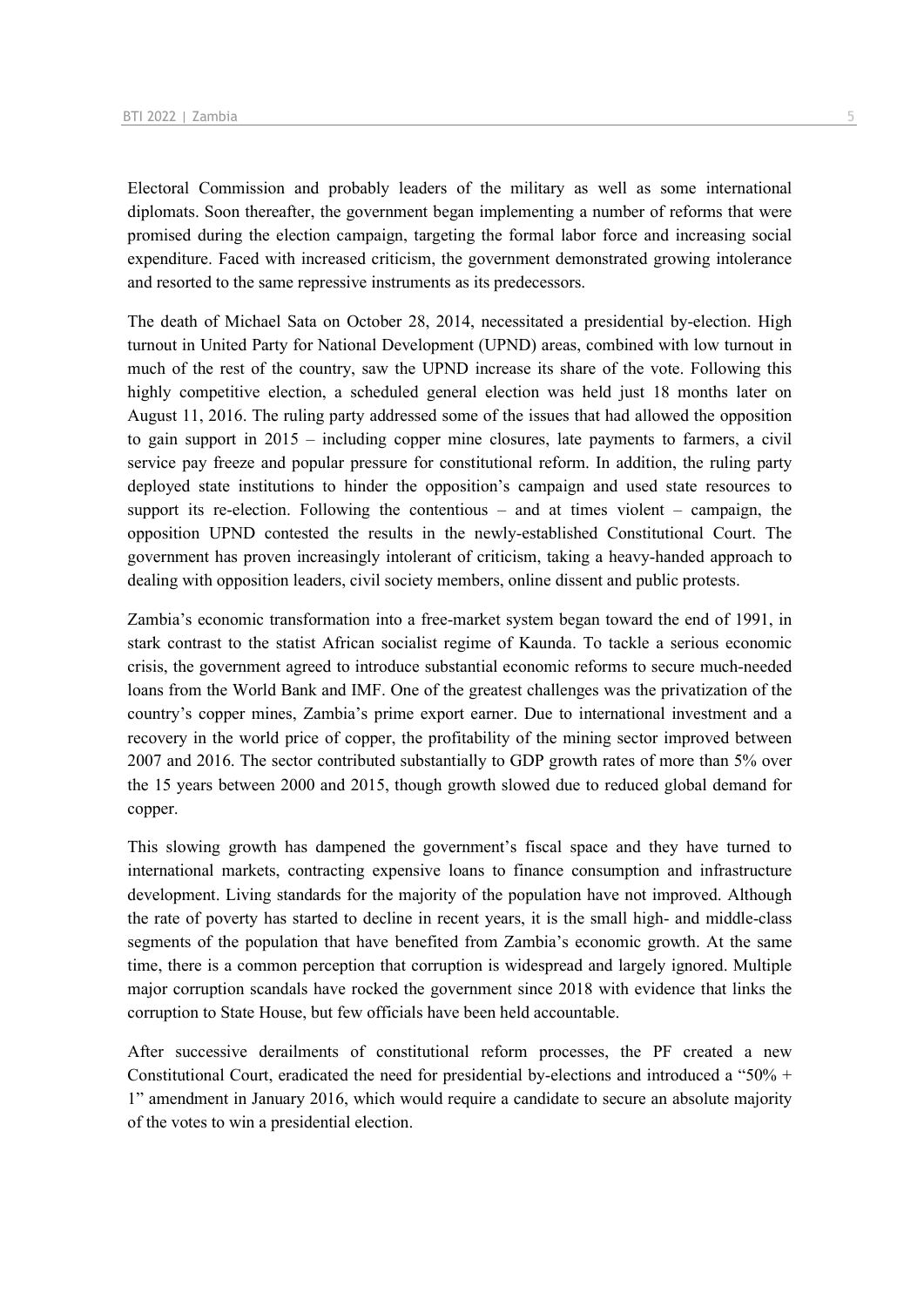Electoral Commission and probably leaders of the military as well as some international diplomats. Soon thereafter, the government began implementing a number of reforms that were promised during the election campaign, targeting the formal labor force and increasing social expenditure. Faced with increased criticism, the government demonstrated growing intolerance and resorted to the same repressive instruments as its predecessors.

The death of Michael Sata on October 28, 2014, necessitated a presidential by-election. High turnout in United Party for National Development (UPND) areas, combined with low turnout in much of the rest of the country, saw the UPND increase its share of the vote. Following this highly competitive election, a scheduled general election was held just 18 months later on August 11, 2016. The ruling party addressed some of the issues that had allowed the opposition to gain support in 2015 – including copper mine closures, late payments to farmers, a civil service pay freeze and popular pressure for constitutional reform. In addition, the ruling party deployed state institutions to hinder the opposition's campaign and used state resources to support its re-election. Following the contentious – and at times violent – campaign, the opposition UPND contested the results in the newly-established Constitutional Court. The government has proven increasingly intolerant of criticism, taking a heavy-handed approach to dealing with opposition leaders, civil society members, online dissent and public protests.

Zambia's economic transformation into a free-market system began toward the end of 1991, in stark contrast to the statist African socialist regime of Kaunda. To tackle a serious economic crisis, the government agreed to introduce substantial economic reforms to secure much-needed loans from the World Bank and IMF. One of the greatest challenges was the privatization of the country's copper mines, Zambia's prime export earner. Due to international investment and a recovery in the world price of copper, the profitability of the mining sector improved between 2007 and 2016. The sector contributed substantially to GDP growth rates of more than 5% over the 15 years between 2000 and 2015, though growth slowed due to reduced global demand for copper.

This slowing growth has dampened the government's fiscal space and they have turned to international markets, contracting expensive loans to finance consumption and infrastructure development. Living standards for the majority of the population have not improved. Although the rate of poverty has started to decline in recent years, it is the small high- and middle-class segments of the population that have benefited from Zambia's economic growth. At the same time, there is a common perception that corruption is widespread and largely ignored. Multiple major corruption scandals have rocked the government since 2018 with evidence that links the corruption to State House, but few officials have been held accountable.

After successive derailments of constitutional reform processes, the PF created a new Constitutional Court, eradicated the need for presidential by-elections and introduced a "50% + 1" amendment in January 2016, which would require a candidate to secure an absolute majority of the votes to win a presidential election.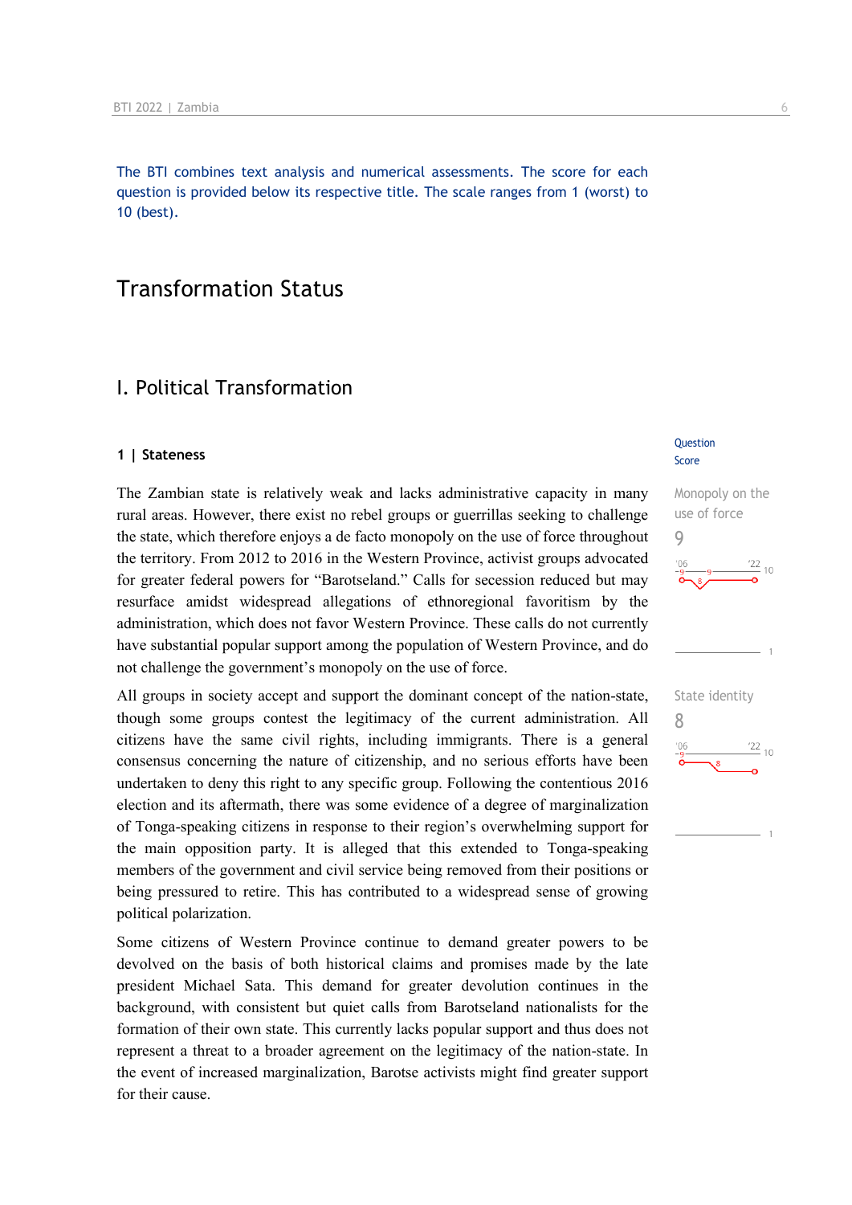The BTI combines text analysis and numerical assessments. The score for each question is provided below its respective title. The scale ranges from 1 (worst) to 10 (best).

# Transformation Status

## I. Political Transformation

### 1 | Stateness

Question Score

The Zambian state is relatively weak and lacks administrative capacity in many rural areas. However, there exist no rebel groups or guerrillas seeking to challenge the state, which therefore enjoys a de facto monopoly on the use of force throughout the territory. From 2012 to 2016 in the Western Province, activist groups advocated for greater federal powers for "Barotseland." Calls for secession reduced but may resurface amidst widespread allegations of ethnoregional favoritism by the administration, which does not favor Western Province. These calls do not currently have substantial popular support among the population of Western Province, and do not challenge the government's monopoly on the use of force.

Monopoly on the use of force
9

All groups in society accept and support the dominant concept of the nation-state, though some groups contest the legitimacy of the current administration. All citizens have the same civil rights, including immigrants. There is a general consensus concerning the nature of citizenship, and no serious efforts have been undertaken to deny this right to any specific group. Following the contentious 2016 election and its aftermath, there was some evidence of a degree of marginalization of Tonga-speaking citizens in response to their region's overwhelming support for the main opposition party. It is alleged that this extended to Tonga-speaking members of the government and civil service being removed from their positions or being pressured to retire. This has contributed to a widespread sense of growing political polarization.

State identity
8

Some citizens of Western Province continue to demand greater powers to be devolved on the basis of both historical claims and promises made by the late president Michael Sata. This demand for greater devolution continues in the background, with consistent but quiet calls from Barotseland nationalists for the formation of their own state. This currently lacks popular support and thus does not represent a threat to a broader agreement on the legitimacy of the nation-state. In the event of increased marginalization, Barotse activists might find greater support for their cause.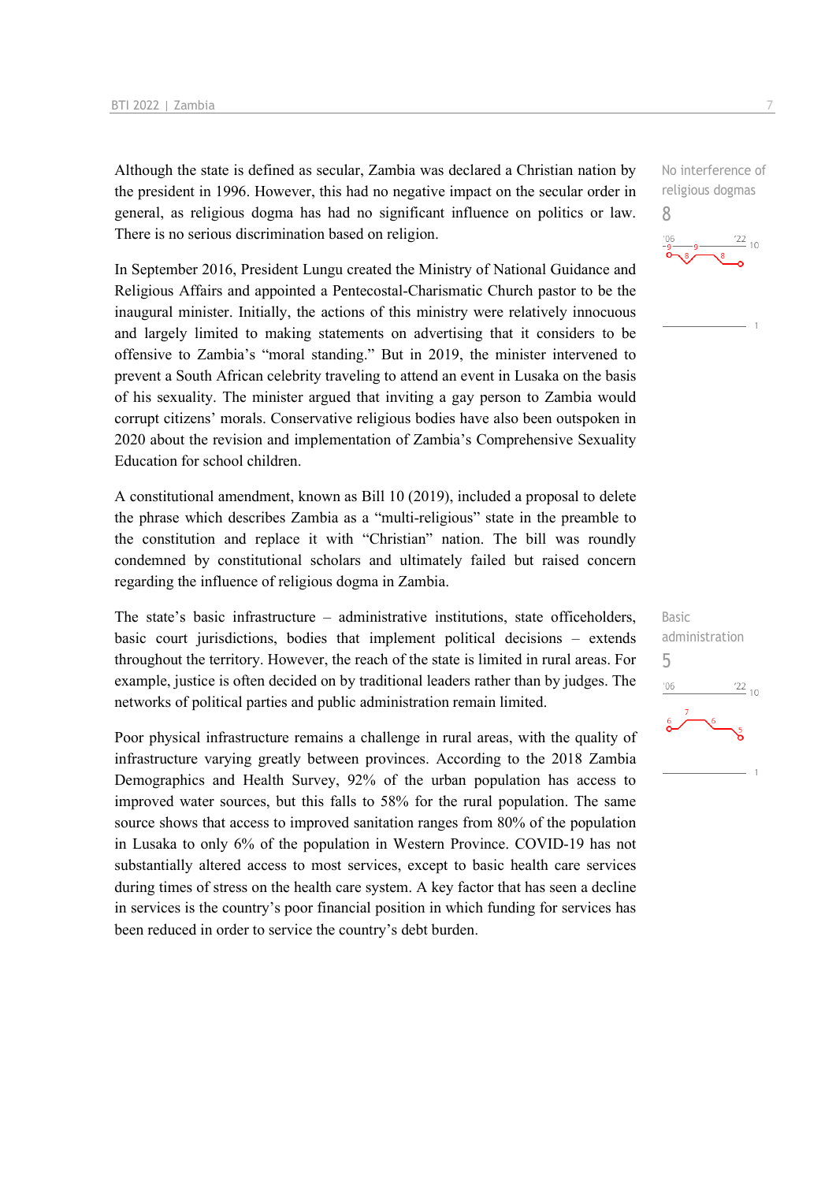Although the state is defined as secular, Zambia was declared a Christian nation by the president in 1996. However, this had no negative impact on the secular order in general, as religious dogma has had no significant influence on politics or law. There is no serious discrimination based on religion.

No interference of religious dogmas
8

In September 2016, President Lungu created the Ministry of National Guidance and Religious Affairs and appointed a Pentecostal-Charismatic Church pastor to be the inaugural minister. Initially, the actions of this ministry were relatively innocuous and largely limited to making statements on advertising that it considers to be offensive to Zambia's "moral standing." But in 2019, the minister intervened to prevent a South African celebrity traveling to attend an event in Lusaka on the basis of his sexuality. The minister argued that inviting a gay person to Zambia would corrupt citizens' morals. Conservative religious bodies have also been outspoken in 2020 about the revision and implementation of Zambia's Comprehensive Sexuality Education for school children.

A constitutional amendment, known as Bill 10 (2019), included a proposal to delete the phrase which describes Zambia as a "multi-religious" state in the preamble to the constitution and replace it with "Christian" nation. The bill was roundly condemned by constitutional scholars and ultimately failed but raised concern regarding the influence of religious dogma in Zambia.

The state's basic infrastructure – administrative institutions, state officeholders, basic court jurisdictions, bodies that implement political decisions – extends throughout the territory. However, the reach of the state is limited in rural areas. For example, justice is often decided on by traditional leaders rather than by judges. The networks of political parties and public administration remain limited.

Basic administration
5

Poor physical infrastructure remains a challenge in rural areas, with the quality of infrastructure varying greatly between provinces. According to the 2018 Zambia Demographics and Health Survey, 92% of the urban population has access to improved water sources, but this falls to 58% for the rural population. The same source shows that access to improved sanitation ranges from 80% of the population in Lusaka to only 6% of the population in Western Province. COVID-19 has not substantially altered access to most services, except to basic health care services during times of stress on the health care system. A key factor that has seen a decline in services is the country's poor financial position in which funding for services has been reduced in order to service the country's debt burden.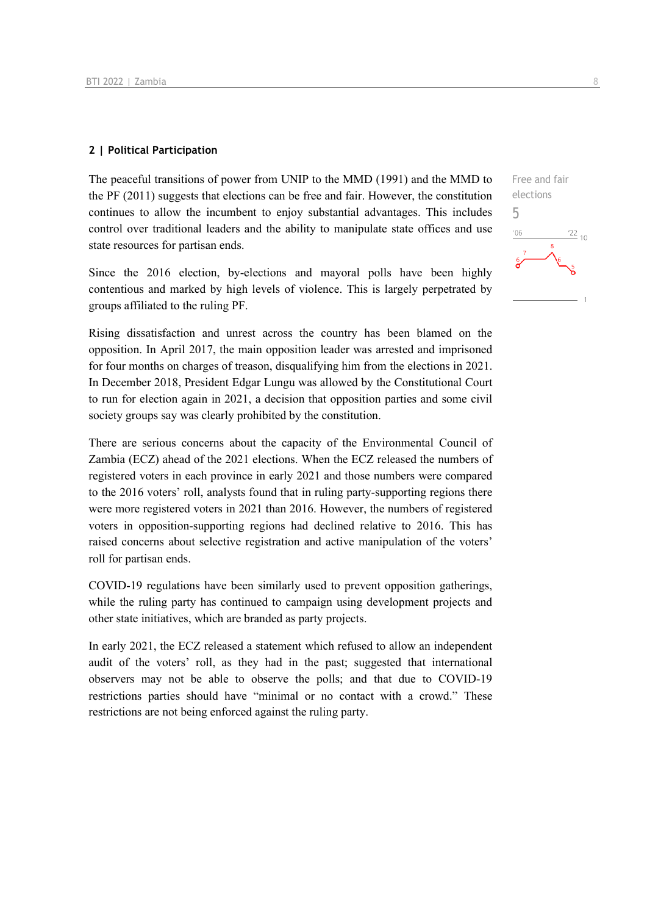## 2 | Political Participation

Free and fair elections

5

The peaceful transitions of power from UNIP to the MMD (1991) and the MMD to the PF (2011) suggests that elections can be free and fair. However, the constitution continues to allow the incumbent to enjoy substantial advantages. This includes control over traditional leaders and the ability to manipulate state offices and use state resources for partisan ends.

Since the 2016 election, by-elections and mayoral polls have been highly contentious and marked by high levels of violence. This is largely perpetrated by groups affiliated to the ruling PF.

Rising dissatisfaction and unrest across the country has been blamed on the opposition. In April 2017, the main opposition leader was arrested and imprisoned for four months on charges of treason, disqualifying him from the elections in 2021. In December 2018, President Edgar Lungu was allowed by the Constitutional Court to run for election again in 2021, a decision that opposition parties and some civil society groups say was clearly prohibited by the constitution.

There are serious concerns about the capacity of the Environmental Council of Zambia (ECZ) ahead of the 2021 elections. When the ECZ released the numbers of registered voters in each province in early 2021 and those numbers were compared to the 2016 voters' roll, analysts found that in ruling party-supporting regions there were more registered voters in 2021 than 2016. However, the numbers of registered voters in opposition-supporting regions had declined relative to 2016. This has raised concerns about selective registration and active manipulation of the voters' roll for partisan ends.

COVID-19 regulations have been similarly used to prevent opposition gatherings, while the ruling party has continued to campaign using development projects and other state initiatives, which are branded as party projects.

In early 2021, the ECZ released a statement which refused to allow an independent audit of the voters' roll, as they had in the past; suggested that international observers may not be able to observe the polls; and that due to COVID-19 restrictions parties should have "minimal or no contact with a crowd." These restrictions are not being enforced against the ruling party.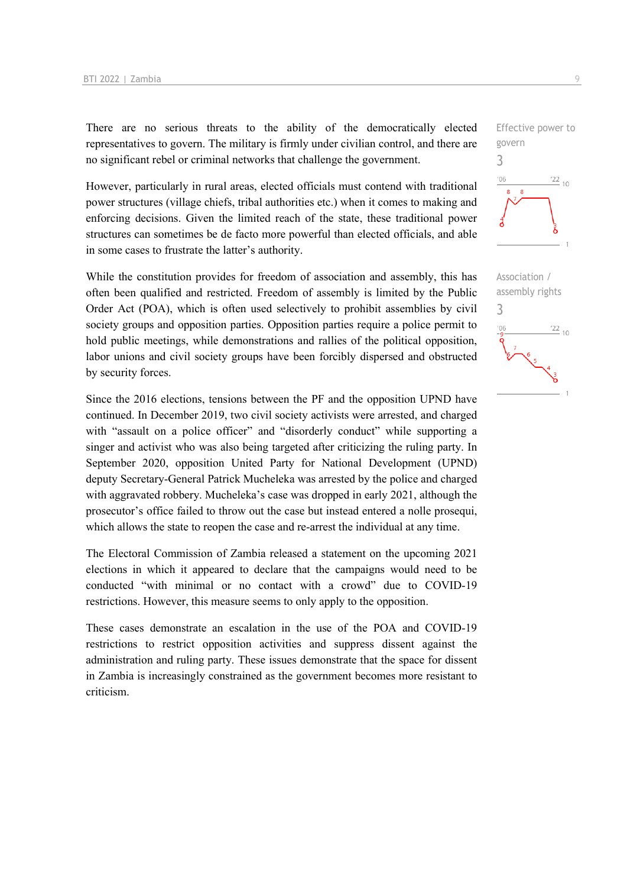There are no serious threats to the ability of the democratically elected representatives to govern. The military is firmly under civilian control, and there are no significant rebel or criminal networks that challenge the government.

Effective power to govern

3

However, particularly in rural areas, elected officials must contend with traditional power structures (village chiefs, tribal authorities etc.) when it comes to making and enforcing decisions. Given the limited reach of the state, these traditional power structures can sometimes be de facto more powerful than elected officials, and able in some cases to frustrate the latter's authority.

While the constitution provides for freedom of association and assembly, this has often been qualified and restricted. Freedom of assembly is limited by the Public Order Act (POA), which is often used selectively to prohibit assemblies by civil society groups and opposition parties. Opposition parties require a police permit to hold public meetings, while demonstrations and rallies of the political opposition, labor unions and civil society groups have been forcibly dispersed and obstructed by security forces.

Association / assembly rights

3

Since the 2016 elections, tensions between the PF and the opposition UPND have continued. In December 2019, two civil society activists were arrested, and charged with "assault on a police officer" and "disorderly conduct" while supporting a singer and activist who was also being targeted after criticizing the ruling party. In September 2020, opposition United Party for National Development (UPND) deputy Secretary-General Patrick Mucheleka was arrested by the police and charged with aggravated robbery. Mucheleka's case was dropped in early 2021, although the prosecutor's office failed to throw out the case but instead entered a nolle prosequi, which allows the state to reopen the case and re-arrest the individual at any time.

The Electoral Commission of Zambia released a statement on the upcoming 2021 elections in which it appeared to declare that the campaigns would need to be conducted "with minimal or no contact with a crowd" due to COVID-19 restrictions. However, this measure seems to only apply to the opposition.

These cases demonstrate an escalation in the use of the POA and COVID-19 restrictions to restrict opposition activities and suppress dissent against the administration and ruling party. These issues demonstrate that the space for dissent in Zambia is increasingly constrained as the government becomes more resistant to criticism.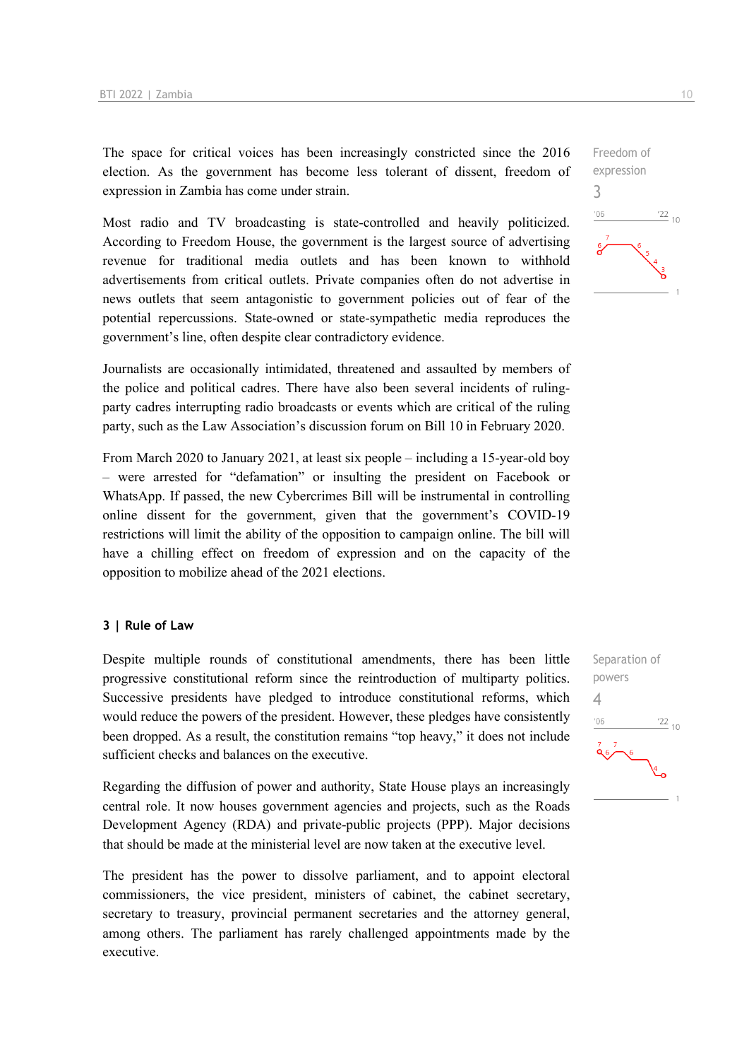Freedom of expression
3

The space for critical voices has been increasingly constricted since the 2016 election. As the government has become less tolerant of dissent, freedom of expression in Zambia has come under strain.

Most radio and TV broadcasting is state-controlled and heavily politicized. According to Freedom House, the government is the largest source of advertising revenue for traditional media outlets and has been known to withhold advertisements from critical outlets. Private companies often do not advertise in news outlets that seem antagonistic to government policies out of fear of the potential repercussions. State-owned or state-sympathetic media reproduces the government's line, often despite clear contradictory evidence.

Journalists are occasionally intimidated, threatened and assaulted by members of the police and political cadres. There have also been several incidents of ruling-party cadres interrupting radio broadcasts or events which are critical of the ruling party, such as the Law Association's discussion forum on Bill 10 in February 2020.

From March 2020 to January 2021, at least six people – including a 15-year-old boy – were arrested for "defamation" or insulting the president on Facebook or WhatsApp. If passed, the new Cybercrimes Bill will be instrumental in controlling online dissent for the government, given that the government's COVID-19 restrictions will limit the ability of the opposition to campaign online. The bill will have a chilling effect on freedom of expression and on the capacity of the opposition to mobilize ahead of the 2021 elections.

### 3 | Rule of Law

Separation of powers
4

Despite multiple rounds of constitutional amendments, there has been little progressive constitutional reform since the reintroduction of multiparty politics. Successive presidents have pledged to introduce constitutional reforms, which would reduce the powers of the president. However, these pledges have consistently been dropped. As a result, the constitution remains "top heavy," it does not include sufficient checks and balances on the executive.

Regarding the diffusion of power and authority, State House plays an increasingly central role. It now houses government agencies and projects, such as the Roads Development Agency (RDA) and private-public projects (PPP). Major decisions that should be made at the ministerial level are now taken at the executive level.

The president has the power to dissolve parliament, and to appoint electoral commissioners, the vice president, ministers of cabinet, the cabinet secretary, secretary to treasury, provincial permanent secretaries and the attorney general, among others. The parliament has rarely challenged appointments made by the executive.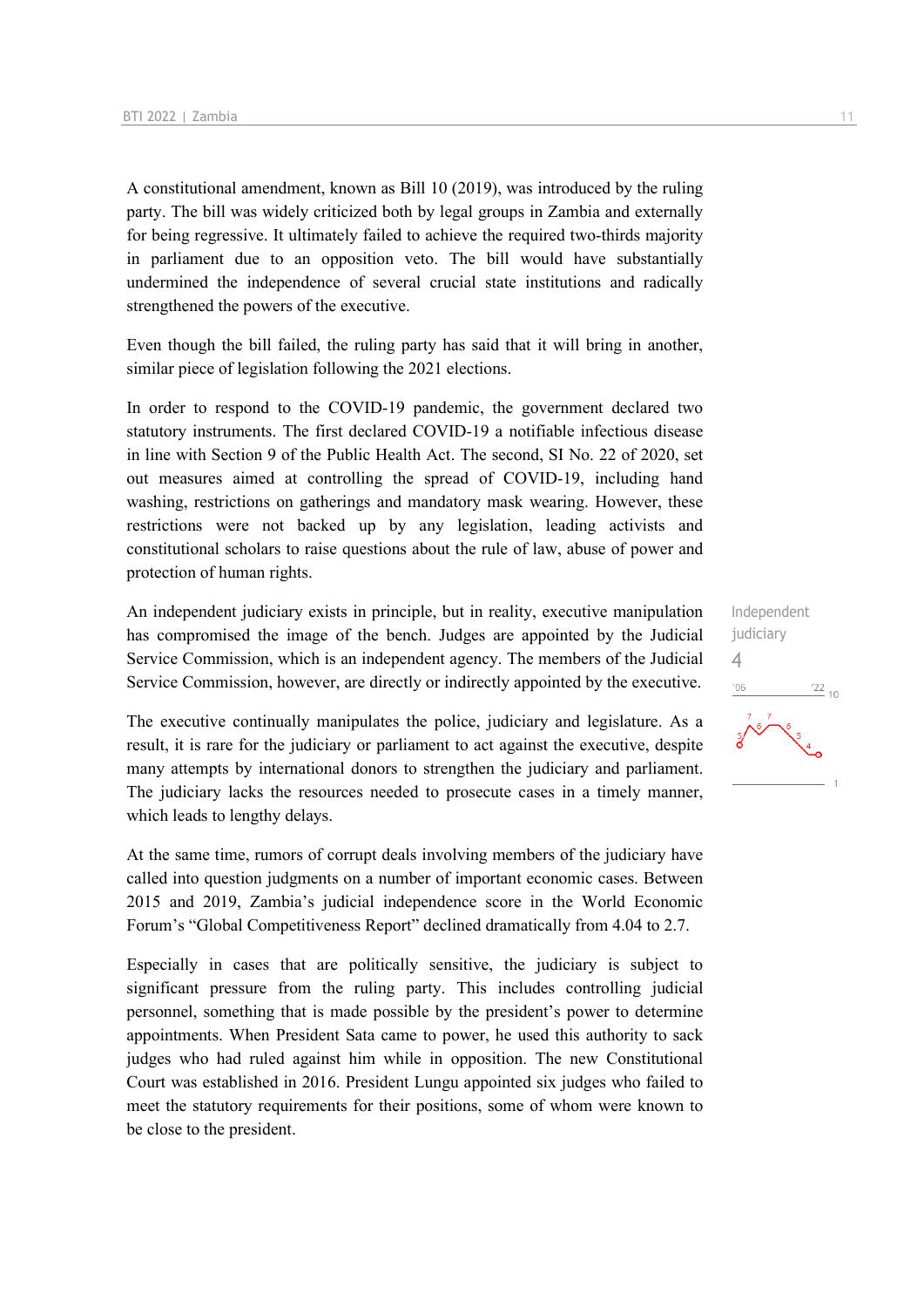A constitutional amendment, known as Bill 10 (2019), was introduced by the ruling party. The bill was widely criticized both by legal groups in Zambia and externally for being regressive. It ultimately failed to achieve the required two-thirds majority in parliament due to an opposition veto. The bill would have substantially undermined the independence of several crucial state institutions and radically strengthened the powers of the executive.

Even though the bill failed, the ruling party has said that it will bring in another, similar piece of legislation following the 2021 elections.

In order to respond to the COVID-19 pandemic, the government declared two statutory instruments. The first declared COVID-19 a notifiable infectious disease in line with Section 9 of the Public Health Act. The second, SI No. 22 of 2020, set out measures aimed at controlling the spread of COVID-19, including hand washing, restrictions on gatherings and mandatory mask wearing. However, these restrictions were not backed up by any legislation, leading activists and constitutional scholars to raise questions about the rule of law, abuse of power and protection of human rights.

Independent judiciary

4

An independent judiciary exists in principle, but in reality, executive manipulation has compromised the image of the bench. Judges are appointed by the Judicial Service Commission, which is an independent agency. The members of the Judicial Service Commission, however, are directly or indirectly appointed by the executive.

The executive continually manipulates the police, judiciary and legislature. As a result, it is rare for the judiciary or parliament to act against the executive, despite many attempts by international donors to strengthen the judiciary and parliament. The judiciary lacks the resources needed to prosecute cases in a timely manner, which leads to lengthy delays.

At the same time, rumors of corrupt deals involving members of the judiciary have called into question judgments on a number of important economic cases. Between 2015 and 2019, Zambia's judicial independence score in the World Economic Forum's "Global Competitiveness Report" declined dramatically from 4.04 to 2.7.

Especially in cases that are politically sensitive, the judiciary is subject to significant pressure from the ruling party. This includes controlling judicial personnel, something that is made possible by the president's power to determine appointments. When President Sata came to power, he used this authority to sack judges who had ruled against him while in opposition. The new Constitutional Court was established in 2016. President Lungu appointed six judges who failed to meet the statutory requirements for their positions, some of whom were known to be close to the president.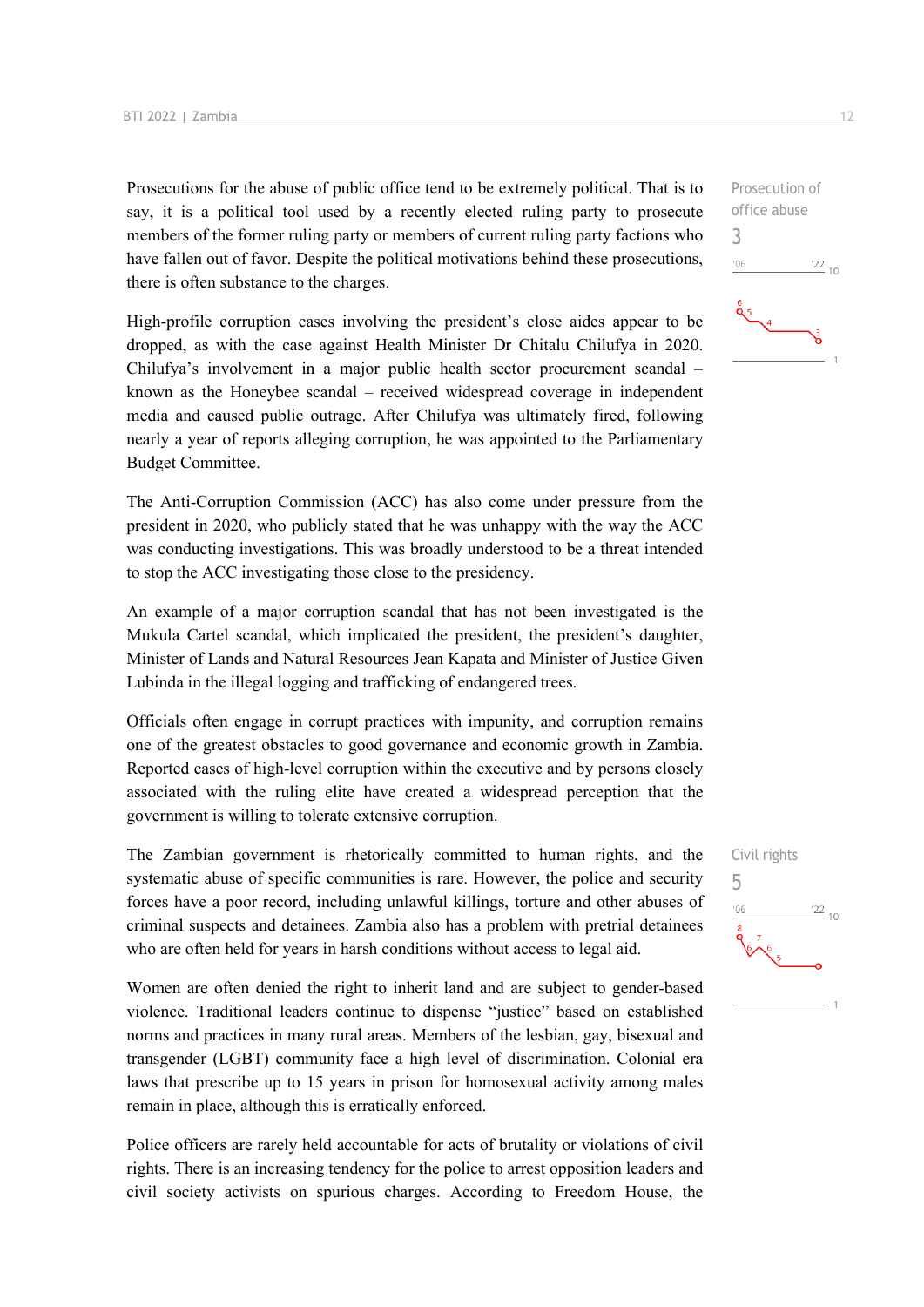Prosecutions for the abuse of public office tend to be extremely political. That is to say, it is a political tool used by a recently elected ruling party to prosecute members of the former ruling party or members of current ruling party factions who have fallen out of favor. Despite the political motivations behind these prosecutions, there is often substance to the charges.

Prosecution of office abuse

3

High-profile corruption cases involving the president's close aides appear to be dropped, as with the case against Health Minister Dr Chitalu Chilufya in 2020. Chilufya's involvement in a major public health sector procurement scandal – known as the Honeybee scandal – received widespread coverage in independent media and caused public outrage. After Chilufya was ultimately fired, following nearly a year of reports alleging corruption, he was appointed to the Parliamentary Budget Committee.

The Anti-Corruption Commission (ACC) has also come under pressure from the president in 2020, who publicly stated that he was unhappy with the way the ACC was conducting investigations. This was broadly understood to be a threat intended to stop the ACC investigating those close to the presidency.

An example of a major corruption scandal that has not been investigated is the Mukula Cartel scandal, which implicated the president, the president's daughter, Minister of Lands and Natural Resources Jean Kapata and Minister of Justice Given Lubinda in the illegal logging and trafficking of endangered trees.

Officials often engage in corrupt practices with impunity, and corruption remains one of the greatest obstacles to good governance and economic growth in Zambia. Reported cases of high-level corruption within the executive and by persons closely associated with the ruling elite have created a widespread perception that the government is willing to tolerate extensive corruption.

The Zambian government is rhetorically committed to human rights, and the systematic abuse of specific communities is rare. However, the police and security forces have a poor record, including unlawful killings, torture and other abuses of criminal suspects and detainees. Zambia also has a problem with pretrial detainees who are often held for years in harsh conditions without access to legal aid.

Civil rights

5

Women are often denied the right to inherit land and are subject to gender-based violence. Traditional leaders continue to dispense "justice" based on established norms and practices in many rural areas. Members of the lesbian, gay, bisexual and transgender (LGBT) community face a high level of discrimination. Colonial era laws that prescribe up to 15 years in prison for homosexual activity among males remain in place, although this is erratically enforced.

Police officers are rarely held accountable for acts of brutality or violations of civil rights. There is an increasing tendency for the police to arrest opposition leaders and civil society activists on spurious charges. According to Freedom House, the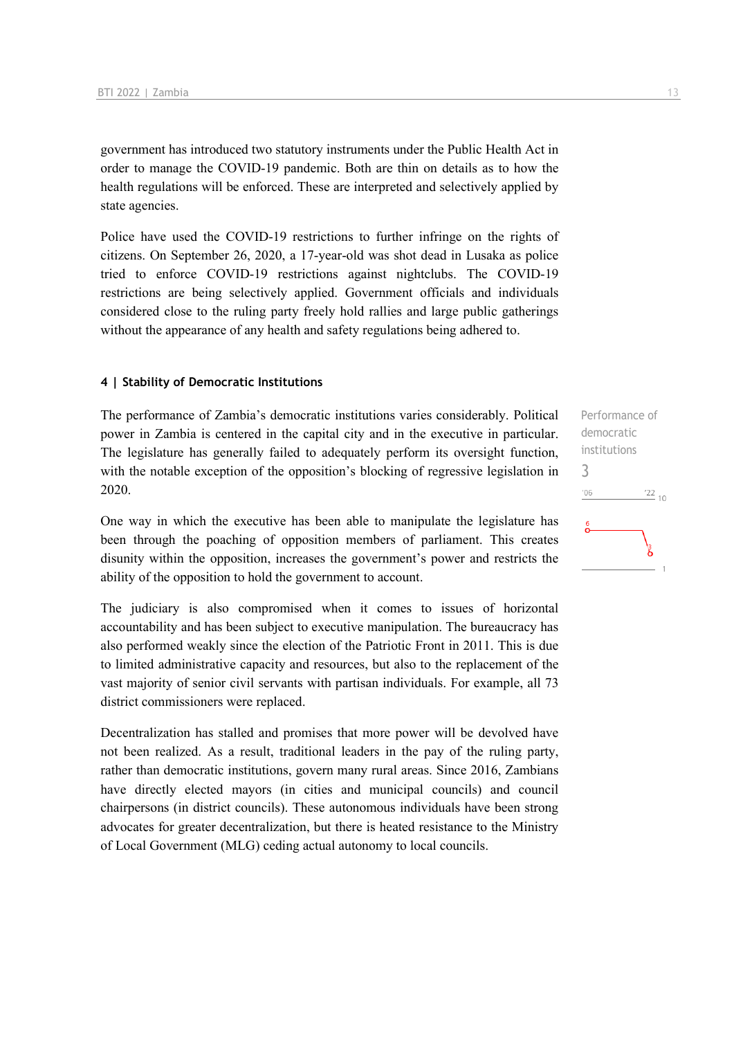government has introduced two statutory instruments under the Public Health Act in order to manage the COVID-19 pandemic. Both are thin on details as to how the health regulations will be enforced. These are interpreted and selectively applied by state agencies.

Police have used the COVID-19 restrictions to further infringe on the rights of citizens. On September 26, 2020, a 17-year-old was shot dead in Lusaka as police tried to enforce COVID-19 restrictions against nightclubs. The COVID-19 restrictions are being selectively applied. Government officials and individuals considered close to the ruling party freely hold rallies and large public gatherings without the appearance of any health and safety regulations being adhered to.

#### 4 | Stability of Democratic Institutions

Performance of democratic institutions

3

The performance of Zambia's democratic institutions varies considerably. Political power in Zambia is centered in the capital city and in the executive in particular. The legislature has generally failed to adequately perform its oversight function, with the notable exception of the opposition's blocking of regressive legislation in 2020.

One way in which the executive has been able to manipulate the legislature has been through the poaching of opposition members of parliament. This creates disunity within the opposition, increases the government's power and restricts the ability of the opposition to hold the government to account.

The judiciary is also compromised when it comes to issues of horizontal accountability and has been subject to executive manipulation. The bureaucracy has also performed weakly since the election of the Patriotic Front in 2011. This is due to limited administrative capacity and resources, but also to the replacement of the vast majority of senior civil servants with partisan individuals. For example, all 73 district commissioners were replaced.

Decentralization has stalled and promises that more power will be devolved have not been realized. As a result, traditional leaders in the pay of the ruling party, rather than democratic institutions, govern many rural areas. Since 2016, Zambians have directly elected mayors (in cities and municipal councils) and council chairpersons (in district councils). These autonomous individuals have been strong advocates for greater decentralization, but there is heated resistance to the Ministry of Local Government (MLG) ceding actual autonomy to local councils.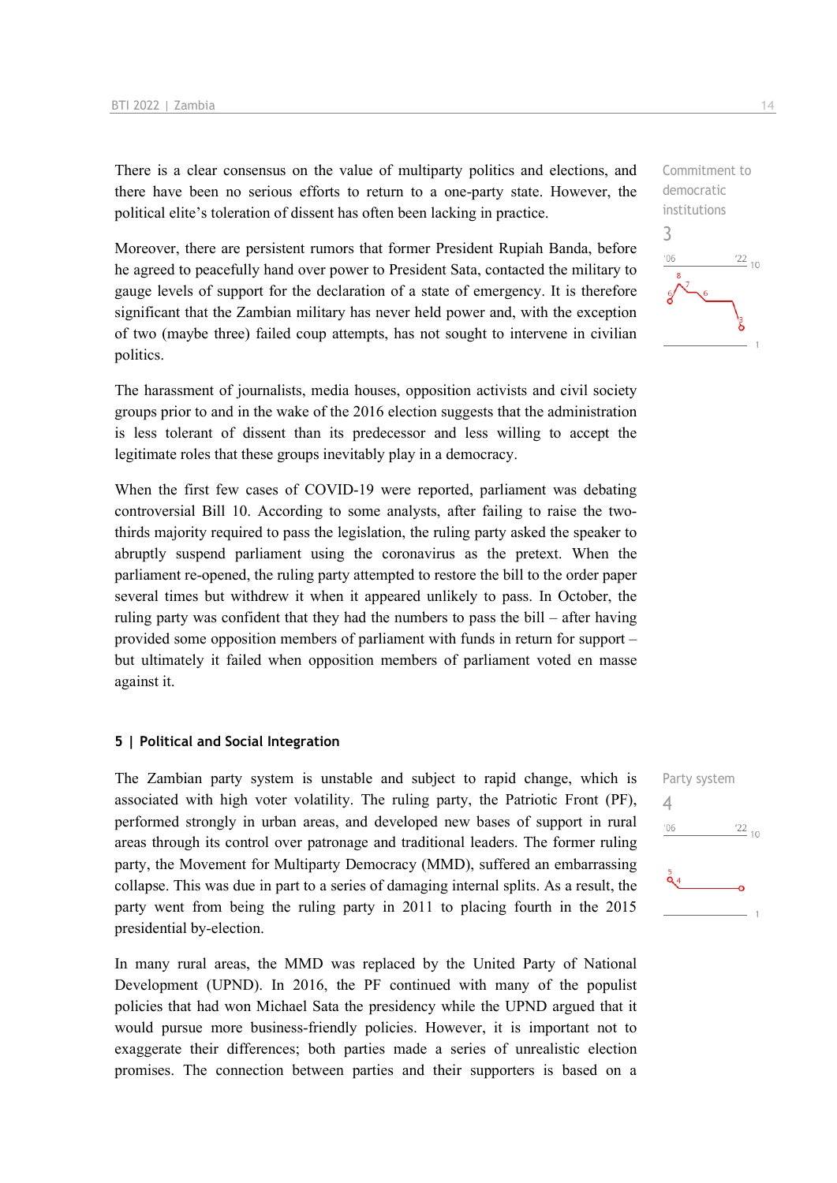There is a clear consensus on the value of multiparty politics and elections, and there have been no serious efforts to return to a one-party state. However, the political elite's toleration of dissent has often been lacking in practice.

Commitment to democratic institutions
3

Moreover, there are persistent rumors that former President Rupiah Banda, before he agreed to peacefully hand over power to President Sata, contacted the military to gauge levels of support for the declaration of a state of emergency. It is therefore significant that the Zambian military has never held power and, with the exception of two (maybe three) failed coup attempts, has not sought to intervene in civilian politics.

The harassment of journalists, media houses, opposition activists and civil society groups prior to and in the wake of the 2016 election suggests that the administration is less tolerant of dissent than its predecessor and less willing to accept the legitimate roles that these groups inevitably play in a democracy.

When the first few cases of COVID-19 were reported, parliament was debating controversial Bill 10. According to some analysts, after failing to raise the two-thirds majority required to pass the legislation, the ruling party asked the speaker to abruptly suspend parliament using the coronavirus as the pretext. When the parliament re-opened, the ruling party attempted to restore the bill to the order paper several times but withdrew it when it appeared unlikely to pass. In October, the ruling party was confident that they had the numbers to pass the bill – after having provided some opposition members of parliament with funds in return for support – but ultimately it failed when opposition members of parliament voted en masse against it.

## 5 | Political and Social Integration

Party system
4

The Zambian party system is unstable and subject to rapid change, which is associated with high voter volatility. The ruling party, the Patriotic Front (PF), performed strongly in urban areas, and developed new bases of support in rural areas through its control over patronage and traditional leaders. The former ruling party, the Movement for Multiparty Democracy (MMD), suffered an embarrassing collapse. This was due in part to a series of damaging internal splits. As a result, the party went from being the ruling party in 2011 to placing fourth in the 2015 presidential by-election.

In many rural areas, the MMD was replaced by the United Party of National Development (UPND). In 2016, the PF continued with many of the populist policies that had won Michael Sata the presidency while the UPND argued that it would pursue more business-friendly policies. However, it is important not to exaggerate their differences; both parties made a series of unrealistic election promises. The connection between parties and their supporters is based on a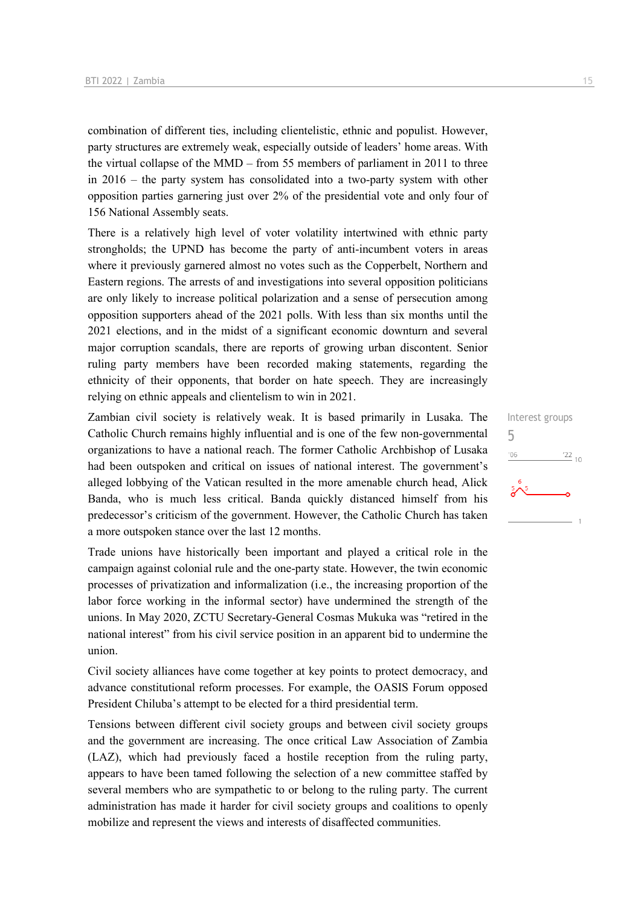combination of different ties, including clientelistic, ethnic and populist. However, party structures are extremely weak, especially outside of leaders' home areas. With the virtual collapse of the MMD – from 55 members of parliament in 2011 to three in 2016 – the party system has consolidated into a two-party system with other opposition parties garnering just over 2% of the presidential vote and only four of 156 National Assembly seats.

There is a relatively high level of voter volatility intertwined with ethnic party strongholds; the UPND has become the party of anti-incumbent voters in areas where it previously garnered almost no votes such as the Copperbelt, Northern and Eastern regions. The arrests of and investigations into several opposition politicians are only likely to increase political polarization and a sense of persecution among opposition supporters ahead of the 2021 polls. With less than six months until the 2021 elections, and in the midst of a significant economic downturn and several major corruption scandals, there are reports of growing urban discontent. Senior ruling party members have been recorded making statements, regarding the ethnicity of their opponents, that border on hate speech. They are increasingly relying on ethnic appeals and clientelism to win in 2021.

Interest groups
5

Zambian civil society is relatively weak. It is based primarily in Lusaka. The Catholic Church remains highly influential and is one of the few non-governmental organizations to have a national reach. The former Catholic Archbishop of Lusaka had been outspoken and critical on issues of national interest. The government's alleged lobbying of the Vatican resulted in the more amenable church head, Alick Banda, who is much less critical. Banda quickly distanced himself from his predecessor's criticism of the government. However, the Catholic Church has taken a more outspoken stance over the last 12 months.

Trade unions have historically been important and played a critical role in the campaign against colonial rule and the one-party state. However, the twin economic processes of privatization and informalization (i.e., the increasing proportion of the labor force working in the informal sector) have undermined the strength of the unions. In May 2020, ZCTU Secretary-General Cosmas Mukuka was "retired in the national interest" from his civil service position in an apparent bid to undermine the union.

Civil society alliances have come together at key points to protect democracy, and advance constitutional reform processes. For example, the OASIS Forum opposed President Chiluba's attempt to be elected for a third presidential term.

Tensions between different civil society groups and between civil society groups and the government are increasing. The once critical Law Association of Zambia (LAZ), which had previously faced a hostile reception from the ruling party, appears to have been tamed following the selection of a new committee staffed by several members who are sympathetic to or belong to the ruling party. The current administration has made it harder for civil society groups and coalitions to openly mobilize and represent the views and interests of disaffected communities.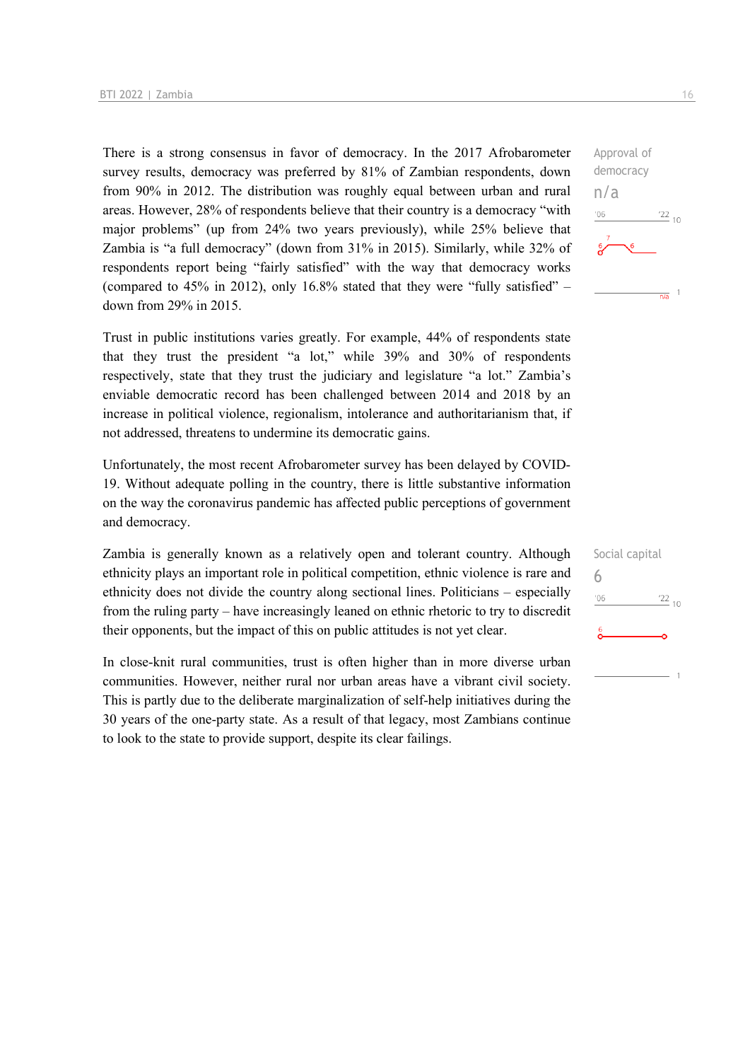There is a strong consensus in favor of democracy. In the 2017 Afrobarometer survey results, democracy was preferred by 81% of Zambian respondents, down from 90% in 2012. The distribution was roughly equal between urban and rural areas. However, 28% of respondents believe that their country is a democracy "with major problems" (up from 24% two years previously), while 25% believe that Zambia is "a full democracy" (down from 31% in 2015). Similarly, while 32% of respondents report being "fairly satisfied" with the way that democracy works (compared to 45% in 2012), only 16.8% stated that they were "fully satisfied" – down from 29% in 2015.

Approval of democracy
n/a

Trust in public institutions varies greatly. For example, 44% of respondents state that they trust the president "a lot," while 39% and 30% of respondents respectively, state that they trust the judiciary and legislature "a lot." Zambia's enviable democratic record has been challenged between 2014 and 2018 by an increase in political violence, regionalism, intolerance and authoritarianism that, if not addressed, threatens to undermine its democratic gains.

Unfortunately, the most recent Afrobarometer survey has been delayed by COVID-19. Without adequate polling in the country, there is little substantive information on the way the coronavirus pandemic has affected public perceptions of government and democracy.

Zambia is generally known as a relatively open and tolerant country. Although ethnicity plays an important role in political competition, ethnic violence is rare and ethnicity does not divide the country along sectional lines. Politicians – especially from the ruling party – have increasingly leaned on ethnic rhetoric to try to discredit their opponents, but the impact of this on public attitudes is not yet clear.

Social capital
6

In close-knit rural communities, trust is often higher than in more diverse urban communities. However, neither rural nor urban areas have a vibrant civil society. This is partly due to the deliberate marginalization of self-help initiatives during the 30 years of the one-party state. As a result of that legacy, most Zambians continue to look to the state to provide support, despite its clear failings.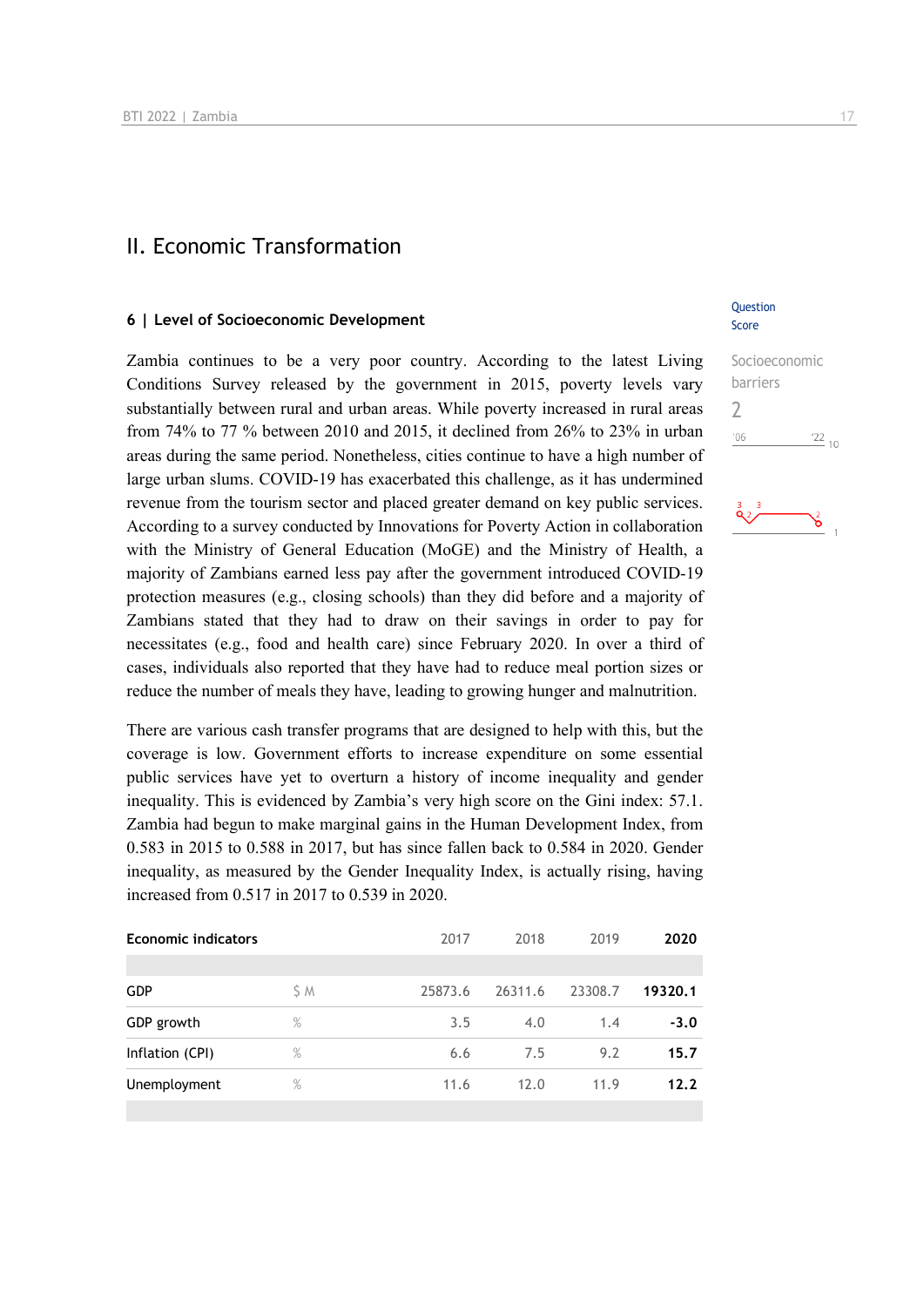# II. Economic Transformation

## 6 | Level of Socioeconomic Development

Question Score

Socioeconomic barriers

2

'06 '22 10

Zambia continues to be a very poor country. According to the latest Living Conditions Survey released by the government in 2015, poverty levels vary substantially between rural and urban areas. While poverty increased in rural areas from 74% to 77 % between 2010 and 2015, it declined from 26% to 23% in urban areas during the same period. Nonetheless, cities continue to have a high number of large urban slums. COVID-19 has exacerbated this challenge, as it has undermined revenue from the tourism sector and placed greater demand on key public services. According to a survey conducted by Innovations for Poverty Action in collaboration with the Ministry of General Education (MoGE) and the Ministry of Health, a majority of Zambians earned less pay after the government introduced COVID-19 protection measures (e.g., closing schools) than they did before and a majority of Zambians stated that they had to draw on their savings in order to pay for necessitates (e.g., food and health care) since February 2020. In over a third of cases, individuals also reported that they have had to reduce meal portion sizes or reduce the number of meals they have, leading to growing hunger and malnutrition.

There are various cash transfer programs that are designed to help with this, but the coverage is low. Government efforts to increase expenditure on some essential public services have yet to overturn a history of income inequality and gender inequality. This is evidenced by Zambia's very high score on the Gini index: 57.1. Zambia had begun to make marginal gains in the Human Development Index, from 0.583 in 2015 to 0.588 in 2017, but has since fallen back to 0.584 in 2020. Gender inequality, as measured by the Gender Inequality Index, is actually rising, having increased from 0.517 in 2017 to 0.539 in 2020.

| Economic indicators | | 2017 | 2018 | 2019 | 2020 |
|---|---|---|---|---|---|
| GDP | $ M | 25873.6 | 26311.6 | 23308.7 | **19320.1** |
| GDP growth | % | 3.5 | 4.0 | 1.4 | **-3.0** |
| Inflation (CPI) | % | 6.6 | 7.5 | 9.2 | **15.7** |
| Unemployment | % | 11.6 | 12.0 | 11.9 | **12.2** |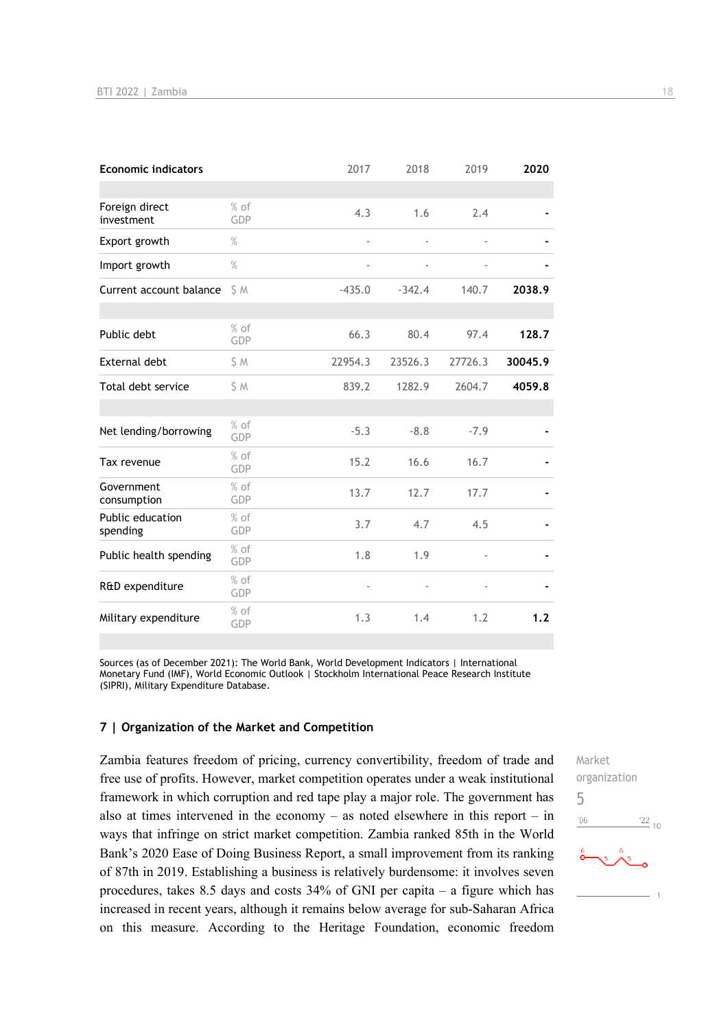| Economic indicators | | 2017 | 2018 | 2019 | 2020 |
|---|---|---|---|---|---|
| Foreign direct investment | % of GDP | 4.3 | 1.6 | 2.4 | - |
| Export growth | % | - | - | - | - |
| Import growth | % | - | - | - | - |
| Current account balance | $ M | -435.0 | -342.4 | 140.7 | 2038.9 |
| Public debt | % of GDP | 66.3 | 80.4 | 97.4 | 128.7 |
| External debt | $ M | 22954.3 | 23526.3 | 27726.3 | 30045.9 |
| Total debt service | $ M | 839.2 | 1282.9 | 2604.7 | 4059.8 |
| Net lending/borrowing | % of GDP | -5.3 | -8.8 | -7.9 | - |
| Tax revenue | % of GDP | 15.2 | 16.6 | 16.7 | - |
| Government consumption | % of GDP | 13.7 | 12.7 | 17.7 | - |
| Public education spending | % of GDP | 3.7 | 4.7 | 4.5 | - |
| Public health spending | % of GDP | 1.8 | 1.9 | - | - |
| R&D expenditure | % of GDP | - | - | - | - |
| Military expenditure | % of GDP | 1.3 | 1.4 | 1.2 | 1.2 |

Sources (as of December 2021): The World Bank, World Development Indicators | International Monetary Fund (IMF), World Economic Outlook | Stockholm International Peace Research Institute (SIPRI), Military Expenditure Database.

## 7 | Organization of the Market and Competition

Zambia features freedom of pricing, currency convertibility, freedom of trade and free use of profits. However, market competition operates under a weak institutional framework in which corruption and red tape play a major role. The government has also at times intervened in the economy – as noted elsewhere in this report – in ways that infringe on strict market competition. Zambia ranked 85th in the World Bank's 2020 Ease of Doing Business Report, a small improvement from its ranking of 87th in 2019. Establishing a business is relatively burdensome: it involves seven procedures, takes 8.5 days and costs 34% of GNI per capita – a figure which has increased in recent years, although it remains below average for sub-Saharan Africa on this measure. According to the Heritage Foundation, economic freedom

Market organization
5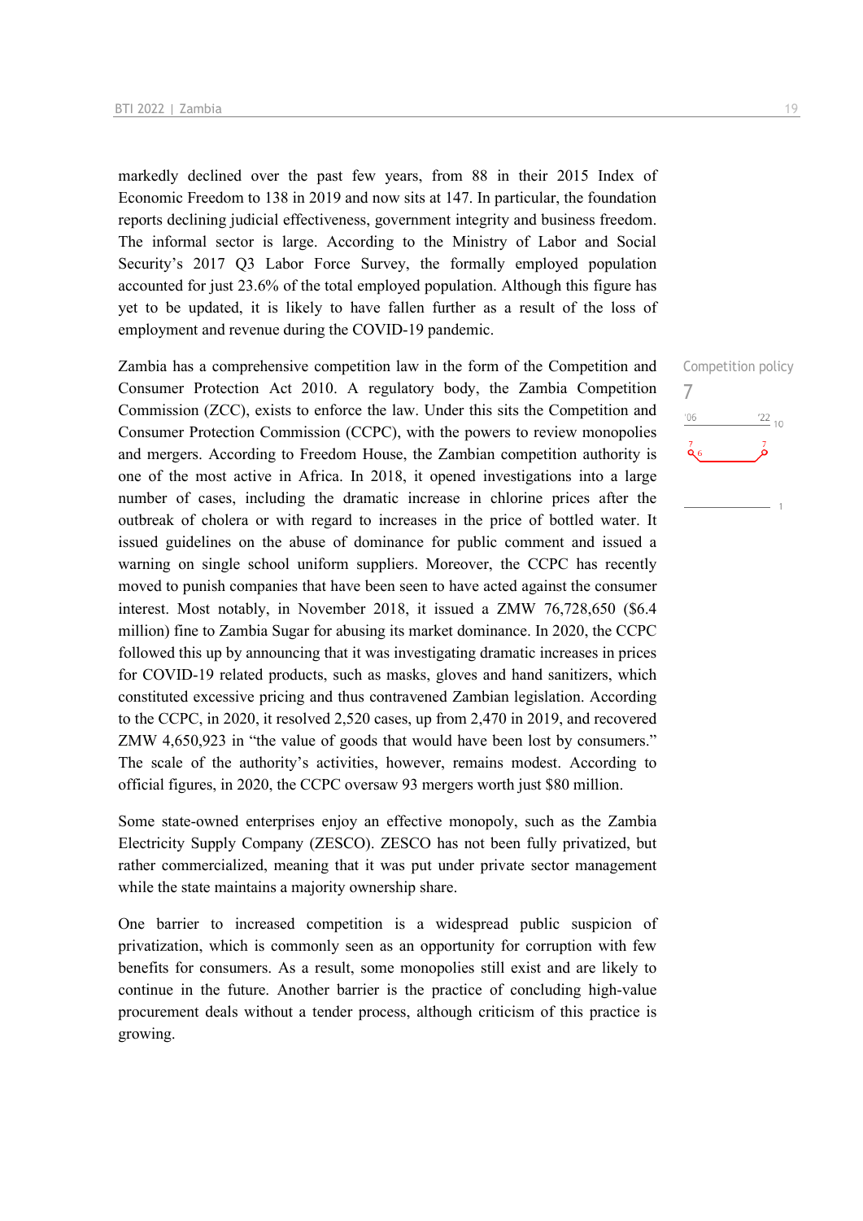markedly declined over the past few years, from 88 in their 2015 Index of Economic Freedom to 138 in 2019 and now sits at 147. In particular, the foundation reports declining judicial effectiveness, government integrity and business freedom. The informal sector is large. According to the Ministry of Labor and Social Security's 2017 Q3 Labor Force Survey, the formally employed population accounted for just 23.6% of the total employed population. Although this figure has yet to be updated, it is likely to have fallen further as a result of the loss of employment and revenue during the COVID-19 pandemic.

Competition policy
7

Zambia has a comprehensive competition law in the form of the Competition and Consumer Protection Act 2010. A regulatory body, the Zambia Competition Commission (ZCC), exists to enforce the law. Under this sits the Competition and Consumer Protection Commission (CCPC), with the powers to review monopolies and mergers. According to Freedom House, the Zambian competition authority is one of the most active in Africa. In 2018, it opened investigations into a large number of cases, including the dramatic increase in chlorine prices after the outbreak of cholera or with regard to increases in the price of bottled water. It issued guidelines on the abuse of dominance for public comment and issued a warning on single school uniform suppliers. Moreover, the CCPC has recently moved to punish companies that have been seen to have acted against the consumer interest. Most notably, in November 2018, it issued a ZMW 76,728,650 ($6.4 million) fine to Zambia Sugar for abusing its market dominance. In 2020, the CCPC followed this up by announcing that it was investigating dramatic increases in prices for COVID-19 related products, such as masks, gloves and hand sanitizers, which constituted excessive pricing and thus contravened Zambian legislation. According to the CCPC, in 2020, it resolved 2,520 cases, up from 2,470 in 2019, and recovered ZMW 4,650,923 in "the value of goods that would have been lost by consumers." The scale of the authority's activities, however, remains modest. According to official figures, in 2020, the CCPC oversaw 93 mergers worth just $80 million.

Some state-owned enterprises enjoy an effective monopoly, such as the Zambia Electricity Supply Company (ZESCO). ZESCO has not been fully privatized, but rather commercialized, meaning that it was put under private sector management while the state maintains a majority ownership share.

One barrier to increased competition is a widespread public suspicion of privatization, which is commonly seen as an opportunity for corruption with few benefits for consumers. As a result, some monopolies still exist and are likely to continue in the future. Another barrier is the practice of concluding high-value procurement deals without a tender process, although criticism of this practice is growing.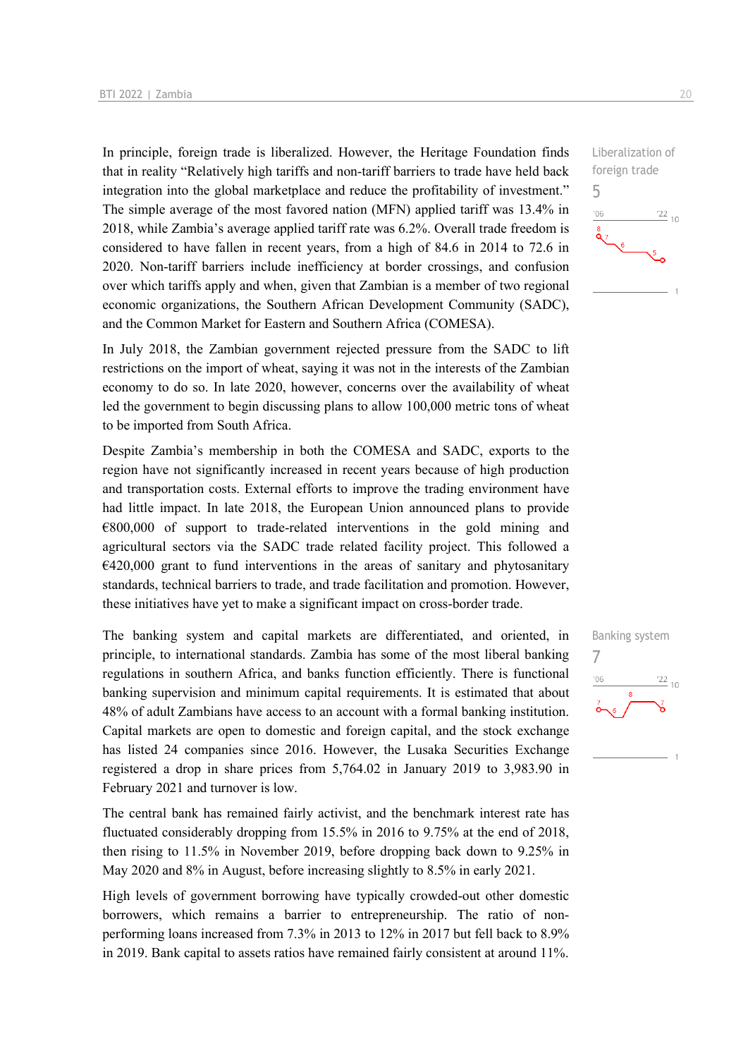In principle, foreign trade is liberalized. However, the Heritage Foundation finds that in reality "Relatively high tariffs and non-tariff barriers to trade have held back integration into the global marketplace and reduce the profitability of investment." The simple average of the most favored nation (MFN) applied tariff was 13.4% in 2018, while Zambia's average applied tariff rate was 6.2%. Overall trade freedom is considered to have fallen in recent years, from a high of 84.6 in 2014 to 72.6 in 2020. Non-tariff barriers include inefficiency at border crossings, and confusion over which tariffs apply and when, given that Zambian is a member of two regional economic organizations, the Southern African Development Community (SADC), and the Common Market for Eastern and Southern Africa (COMESA).

Liberalization of foreign trade
5

In July 2018, the Zambian government rejected pressure from the SADC to lift restrictions on the import of wheat, saying it was not in the interests of the Zambian economy to do so. In late 2020, however, concerns over the availability of wheat led the government to begin discussing plans to allow 100,000 metric tons of wheat to be imported from South Africa.

Despite Zambia's membership in both the COMESA and SADC, exports to the region have not significantly increased in recent years because of high production and transportation costs. External efforts to improve the trading environment have had little impact. In late 2018, the European Union announced plans to provide €800,000 of support to trade-related interventions in the gold mining and agricultural sectors via the SADC trade related facility project. This followed a €420,000 grant to fund interventions in the areas of sanitary and phytosanitary standards, technical barriers to trade, and trade facilitation and promotion. However, these initiatives have yet to make a significant impact on cross-border trade.

The banking system and capital markets are differentiated, and oriented, in principle, to international standards. Zambia has some of the most liberal banking regulations in southern Africa, and banks function efficiently. There is functional banking supervision and minimum capital requirements. It is estimated that about 48% of adult Zambians have access to an account with a formal banking institution. Capital markets are open to domestic and foreign capital, and the stock exchange has listed 24 companies since 2016. However, the Lusaka Securities Exchange registered a drop in share prices from 5,764.02 in January 2019 to 3,983.90 in February 2021 and turnover is low.

Banking system
7

The central bank has remained fairly activist, and the benchmark interest rate has fluctuated considerably dropping from 15.5% in 2016 to 9.75% at the end of 2018, then rising to 11.5% in November 2019, before dropping back down to 9.25% in May 2020 and 8% in August, before increasing slightly to 8.5% in early 2021.

High levels of government borrowing have typically crowded-out other domestic borrowers, which remains a barrier to entrepreneurship. The ratio of non-performing loans increased from 7.3% in 2013 to 12% in 2017 but fell back to 8.9% in 2019. Bank capital to assets ratios have remained fairly consistent at around 11%.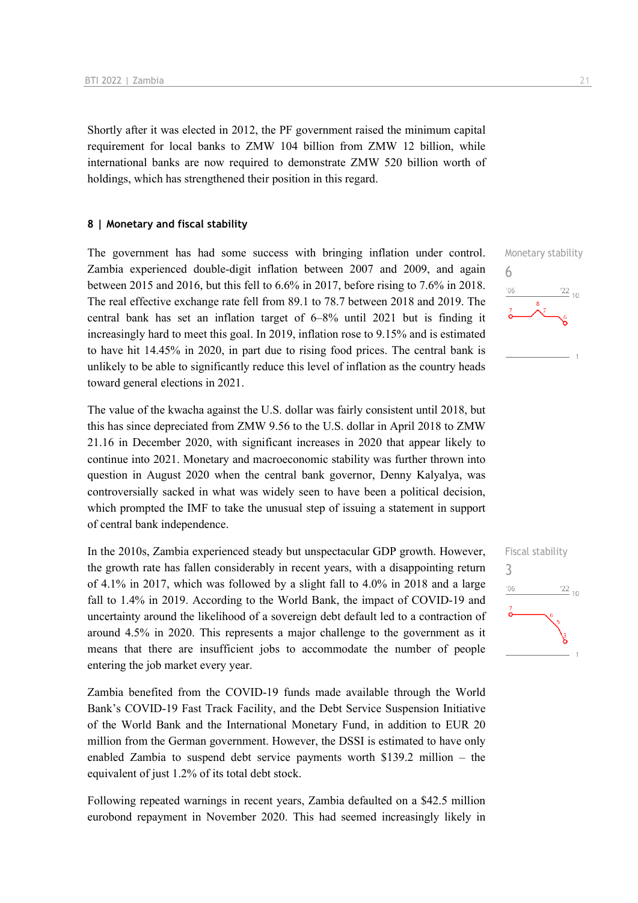Shortly after it was elected in 2012, the PF government raised the minimum capital requirement for local banks to ZMW 104 billion from ZMW 12 billion, while international banks are now required to demonstrate ZMW 520 billion worth of holdings, which has strengthened their position in this regard.

## 8 | Monetary and fiscal stability

Monetary stability
6

The government has had some success with bringing inflation under control. Zambia experienced double-digit inflation between 2007 and 2009, and again between 2015 and 2016, but this fell to 6.6% in 2017, before rising to 7.6% in 2018. The real effective exchange rate fell from 89.1 to 78.7 between 2018 and 2019. The central bank has set an inflation target of 6–8% until 2021 but is finding it increasingly hard to meet this goal. In 2019, inflation rose to 9.15% and is estimated to have hit 14.45% in 2020, in part due to rising food prices. The central bank is unlikely to be able to significantly reduce this level of inflation as the country heads toward general elections in 2021.

The value of the kwacha against the U.S. dollar was fairly consistent until 2018, but this has since depreciated from ZMW 9.56 to the U.S. dollar in April 2018 to ZMW 21.16 in December 2020, with significant increases in 2020 that appear likely to continue into 2021. Monetary and macroeconomic stability was further thrown into question in August 2020 when the central bank governor, Denny Kalyalya, was controversially sacked in what was widely seen to have been a political decision, which prompted the IMF to take the unusual step of issuing a statement in support of central bank independence.

Fiscal stability
3

In the 2010s, Zambia experienced steady but unspectacular GDP growth. However, the growth rate has fallen considerably in recent years, with a disappointing return of 4.1% in 2017, which was followed by a slight fall to 4.0% in 2018 and a large fall to 1.4% in 2019. According to the World Bank, the impact of COVID-19 and uncertainty around the likelihood of a sovereign debt default led to a contraction of around 4.5% in 2020. This represents a major challenge to the government as it means that there are insufficient jobs to accommodate the number of people entering the job market every year.

Zambia benefited from the COVID-19 funds made available through the World Bank's COVID-19 Fast Track Facility, and the Debt Service Suspension Initiative of the World Bank and the International Monetary Fund, in addition to EUR 20 million from the German government. However, the DSSI is estimated to have only enabled Zambia to suspend debt service payments worth $139.2 million – the equivalent of just 1.2% of its total debt stock.

Following repeated warnings in recent years, Zambia defaulted on a $42.5 million eurobond repayment in November 2020. This had seemed increasingly likely in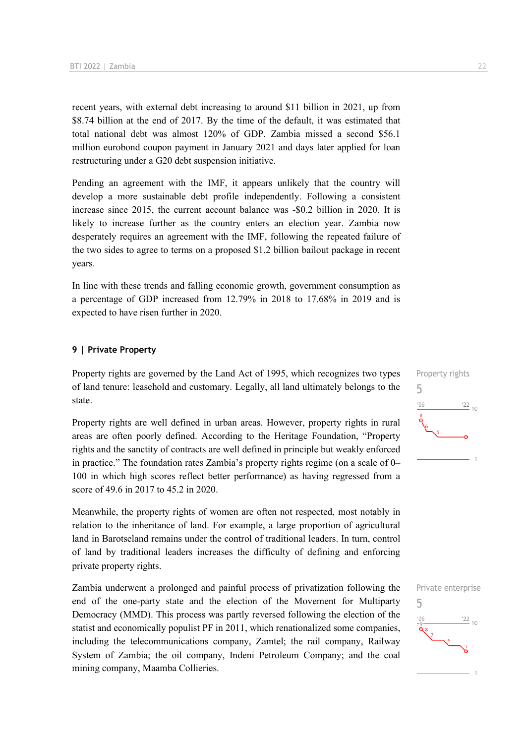recent years, with external debt increasing to around $11 billion in 2021, up from $8.74 billion at the end of 2017. By the time of the default, it was estimated that total national debt was almost 120% of GDP. Zambia missed a second $56.1 million eurobond coupon payment in January 2021 and days later applied for loan restructuring under a G20 debt suspension initiative.

Pending an agreement with the IMF, it appears unlikely that the country will develop a more sustainable debt profile independently. Following a consistent increase since 2015, the current account balance was -$0.2 billion in 2020. It is likely to increase further as the country enters an election year. Zambia now desperately requires an agreement with the IMF, following the repeated failure of the two sides to agree to terms on a proposed $1.2 billion bailout package in recent years.

In line with these trends and falling economic growth, government consumption as a percentage of GDP increased from 12.79% in 2018 to 17.68% in 2019 and is expected to have risen further in 2020.

## 9 | Private Property

Property rights
5

Property rights are governed by the Land Act of 1995, which recognizes two types of land tenure: leasehold and customary. Legally, all land ultimately belongs to the state.

Property rights are well defined in urban areas. However, property rights in rural areas are often poorly defined. According to the Heritage Foundation, "Property rights and the sanctity of contracts are well defined in principle but weakly enforced in practice." The foundation rates Zambia's property rights regime (on a scale of 0–100 in which high scores reflect better performance) as having regressed from a score of 49.6 in 2017 to 45.2 in 2020.

Meanwhile, the property rights of women are often not respected, most notably in relation to the inheritance of land. For example, a large proportion of agricultural land in Barotseland remains under the control of traditional leaders. In turn, control of land by traditional leaders increases the difficulty of defining and enforcing private property rights.

Private enterprise
5

Zambia underwent a prolonged and painful process of privatization following the end of the one-party state and the election of the Movement for Multiparty Democracy (MMD). This process was partly reversed following the election of the statist and economically populist PF in 2011, which renationalized some companies, including the telecommunications company, Zamtel; the rail company, Railway System of Zambia; the oil company, Indeni Petroleum Company; and the coal mining company, Maamba Collieries.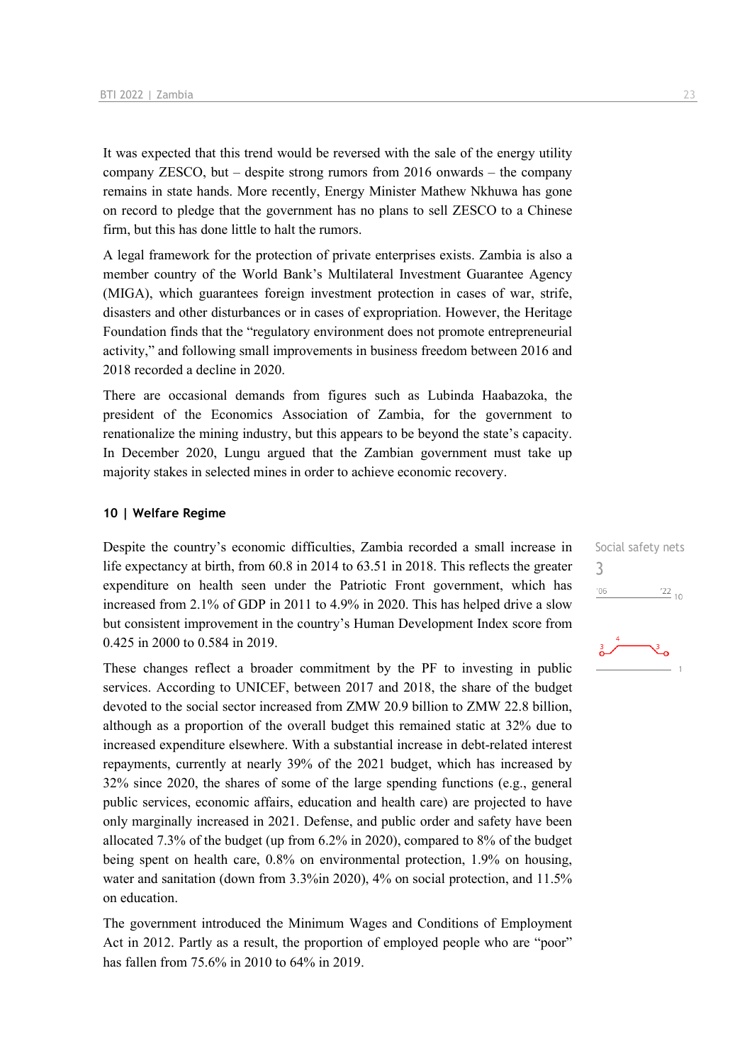It was expected that this trend would be reversed with the sale of the energy utility company ZESCO, but – despite strong rumors from 2016 onwards – the company remains in state hands. More recently, Energy Minister Mathew Nkhuwa has gone on record to pledge that the government has no plans to sell ZESCO to a Chinese firm, but this has done little to halt the rumors.

A legal framework for the protection of private enterprises exists. Zambia is also a member country of the World Bank's Multilateral Investment Guarantee Agency (MIGA), which guarantees foreign investment protection in cases of war, strife, disasters and other disturbances or in cases of expropriation. However, the Heritage Foundation finds that the "regulatory environment does not promote entrepreneurial activity," and following small improvements in business freedom between 2016 and 2018 recorded a decline in 2020.

There are occasional demands from figures such as Lubinda Haabazoka, the president of the Economics Association of Zambia, for the government to renationalize the mining industry, but this appears to be beyond the state's capacity. In December 2020, Lungu argued that the Zambian government must take up majority stakes in selected mines in order to achieve economic recovery.

## 10 | Welfare Regime

Social safety nets
3

Despite the country's economic difficulties, Zambia recorded a small increase in life expectancy at birth, from 60.8 in 2014 to 63.51 in 2018. This reflects the greater expenditure on health seen under the Patriotic Front government, which has increased from 2.1% of GDP in 2011 to 4.9% in 2020. This has helped drive a slow but consistent improvement in the country's Human Development Index score from 0.425 in 2000 to 0.584 in 2019.

These changes reflect a broader commitment by the PF to investing in public services. According to UNICEF, between 2017 and 2018, the share of the budget devoted to the social sector increased from ZMW 20.9 billion to ZMW 22.8 billion, although as a proportion of the overall budget this remained static at 32% due to increased expenditure elsewhere. With a substantial increase in debt-related interest repayments, currently at nearly 39% of the 2021 budget, which has increased by 32% since 2020, the shares of some of the large spending functions (e.g., general public services, economic affairs, education and health care) are projected to have only marginally increased in 2021. Defense, and public order and safety have been allocated 7.3% of the budget (up from 6.2% in 2020), compared to 8% of the budget being spent on health care, 0.8% on environmental protection, 1.9% on housing, water and sanitation (down from 3.3%in 2020), 4% on social protection, and 11.5% on education.

The government introduced the Minimum Wages and Conditions of Employment Act in 2012. Partly as a result, the proportion of employed people who are "poor" has fallen from 75.6% in 2010 to 64% in 2019.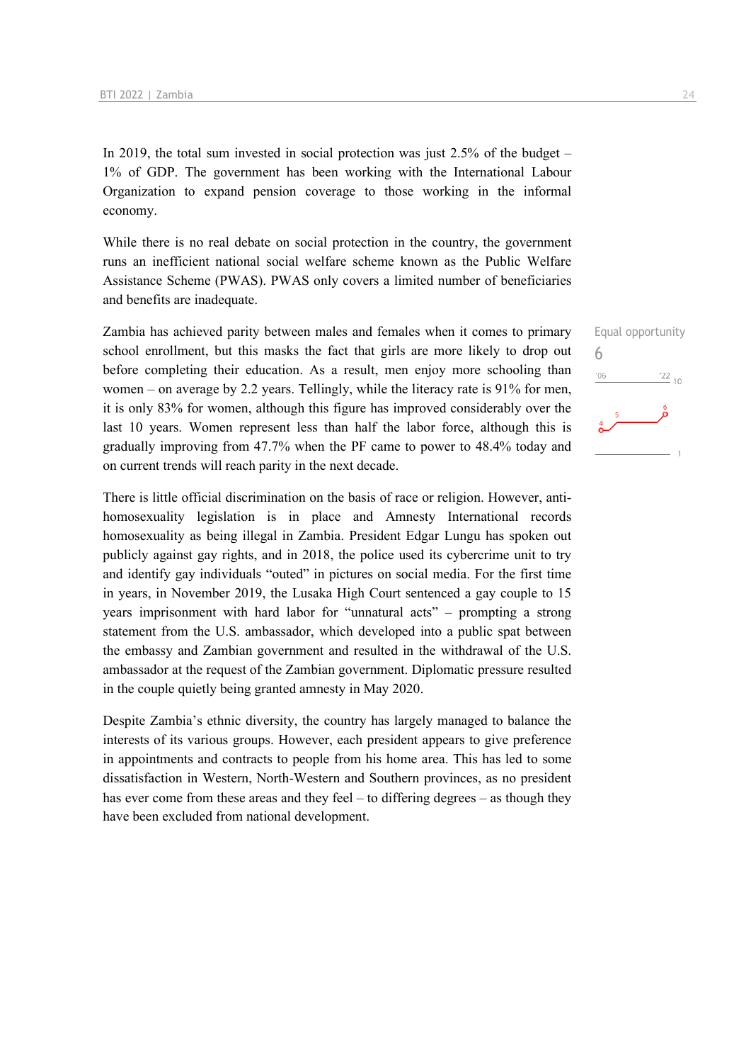In 2019, the total sum invested in social protection was just 2.5% of the budget – 1% of GDP. The government has been working with the International Labour Organization to expand pension coverage to those working in the informal economy.

While there is no real debate on social protection in the country, the government runs an inefficient national social welfare scheme known as the Public Welfare Assistance Scheme (PWAS). PWAS only covers a limited number of beneficiaries and benefits are inadequate.

Equal opportunity
6

Zambia has achieved parity between males and females when it comes to primary school enrollment, but this masks the fact that girls are more likely to drop out before completing their education. As a result, men enjoy more schooling than women – on average by 2.2 years. Tellingly, while the literacy rate is 91% for men, it is only 83% for women, although this figure has improved considerably over the last 10 years. Women represent less than half the labor force, although this is gradually improving from 47.7% when the PF came to power to 48.4% today and on current trends will reach parity in the next decade.

There is little official discrimination on the basis of race or religion. However, anti-homosexuality legislation is in place and Amnesty International records homosexuality as being illegal in Zambia. President Edgar Lungu has spoken out publicly against gay rights, and in 2018, the police used its cybercrime unit to try and identify gay individuals "outed" in pictures on social media. For the first time in years, in November 2019, the Lusaka High Court sentenced a gay couple to 15 years imprisonment with hard labor for "unnatural acts" – prompting a strong statement from the U.S. ambassador, which developed into a public spat between the embassy and Zambian government and resulted in the withdrawal of the U.S. ambassador at the request of the Zambian government. Diplomatic pressure resulted in the couple quietly being granted amnesty in May 2020.

Despite Zambia's ethnic diversity, the country has largely managed to balance the interests of its various groups. However, each president appears to give preference in appointments and contracts to people from his home area. This has led to some dissatisfaction in Western, North-Western and Southern provinces, as no president has ever come from these areas and they feel – to differing degrees – as though they have been excluded from national development.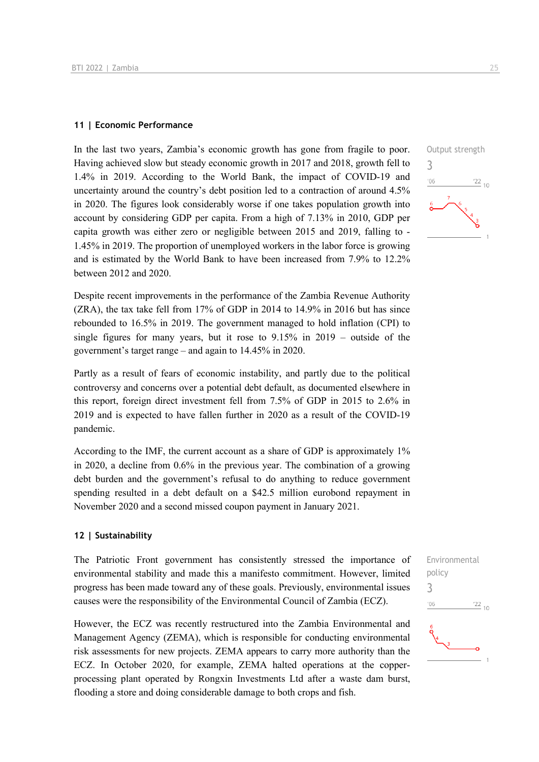## 11 | Economic Performance

Output strength

3

In the last two years, Zambia's economic growth has gone from fragile to poor. Having achieved slow but steady economic growth in 2017 and 2018, growth fell to 1.4% in 2019. According to the World Bank, the impact of COVID-19 and uncertainty around the country's debt position led to a contraction of around 4.5% in 2020. The figures look considerably worse if one takes population growth into account by considering GDP per capita. From a high of 7.13% in 2010, GDP per capita growth was either zero or negligible between 2015 and 2019, falling to -1.45% in 2019. The proportion of unemployed workers in the labor force is growing and is estimated by the World Bank to have been increased from 7.9% to 12.2% between 2012 and 2020.

Despite recent improvements in the performance of the Zambia Revenue Authority (ZRA), the tax take fell from 17% of GDP in 2014 to 14.9% in 2016 but has since rebounded to 16.5% in 2019. The government managed to hold inflation (CPI) to single figures for many years, but it rose to 9.15% in 2019 – outside of the government's target range – and again to 14.45% in 2020.

Partly as a result of fears of economic instability, and partly due to the political controversy and concerns over a potential debt default, as documented elsewhere in this report, foreign direct investment fell from 7.5% of GDP in 2015 to 2.6% in 2019 and is expected to have fallen further in 2020 as a result of the COVID-19 pandemic.

According to the IMF, the current account as a share of GDP is approximately 1% in 2020, a decline from 0.6% in the previous year. The combination of a growing debt burden and the government's refusal to do anything to reduce government spending resulted in a debt default on a $42.5 million eurobond repayment in November 2020 and a second missed coupon payment in January 2021.

## 12 | Sustainability

Environmental policy

3

The Patriotic Front government has consistently stressed the importance of environmental stability and made this a manifesto commitment. However, limited progress has been made toward any of these goals. Previously, environmental issues causes were the responsibility of the Environmental Council of Zambia (ECZ).

However, the ECZ was recently restructured into the Zambia Environmental and Management Agency (ZEMA), which is responsible for conducting environmental risk assessments for new projects. ZEMA appears to carry more authority than the ECZ. In October 2020, for example, ZEMA halted operations at the copper-processing plant operated by Rongxin Investments Ltd after a waste dam burst, flooding a store and doing considerable damage to both crops and fish.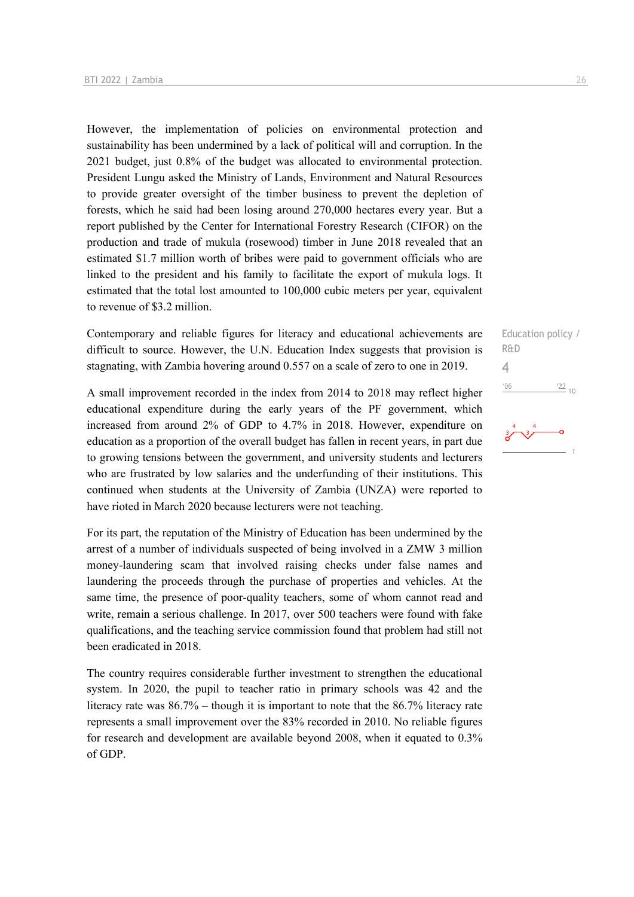However, the implementation of policies on environmental protection and sustainability has been undermined by a lack of political will and corruption. In the 2021 budget, just 0.8% of the budget was allocated to environmental protection. President Lungu asked the Ministry of Lands, Environment and Natural Resources to provide greater oversight of the timber business to prevent the depletion of forests, which he said had been losing around 270,000 hectares every year. But a report published by the Center for International Forestry Research (CIFOR) on the production and trade of mukula (rosewood) timber in June 2018 revealed that an estimated $1.7 million worth of bribes were paid to government officials who are linked to the president and his family to facilitate the export of mukula logs. It estimated that the total lost amounted to 100,000 cubic meters per year, equivalent to revenue of $3.2 million.

Education policy / R&D

4

Contemporary and reliable figures for literacy and educational achievements are difficult to source. However, the U.N. Education Index suggests that provision is stagnating, with Zambia hovering around 0.557 on a scale of zero to one in 2019.

A small improvement recorded in the index from 2014 to 2018 may reflect higher educational expenditure during the early years of the PF government, which increased from around 2% of GDP to 4.7% in 2018. However, expenditure on education as a proportion of the overall budget has fallen in recent years, in part due to growing tensions between the government, and university students and lecturers who are frustrated by low salaries and the underfunding of their institutions. This continued when students at the University of Zambia (UNZA) were reported to have rioted in March 2020 because lecturers were not teaching.

For its part, the reputation of the Ministry of Education has been undermined by the arrest of a number of individuals suspected of being involved in a ZMW 3 million money-laundering scam that involved raising checks under false names and laundering the proceeds through the purchase of properties and vehicles. At the same time, the presence of poor-quality teachers, some of whom cannot read and write, remain a serious challenge. In 2017, over 500 teachers were found with fake qualifications, and the teaching service commission found that problem had still not been eradicated in 2018.

The country requires considerable further investment to strengthen the educational system. In 2020, the pupil to teacher ratio in primary schools was 42 and the literacy rate was 86.7% – though it is important to note that the 86.7% literacy rate represents a small improvement over the 83% recorded in 2010. No reliable figures for research and development are available beyond 2008, when it equated to 0.3% of GDP.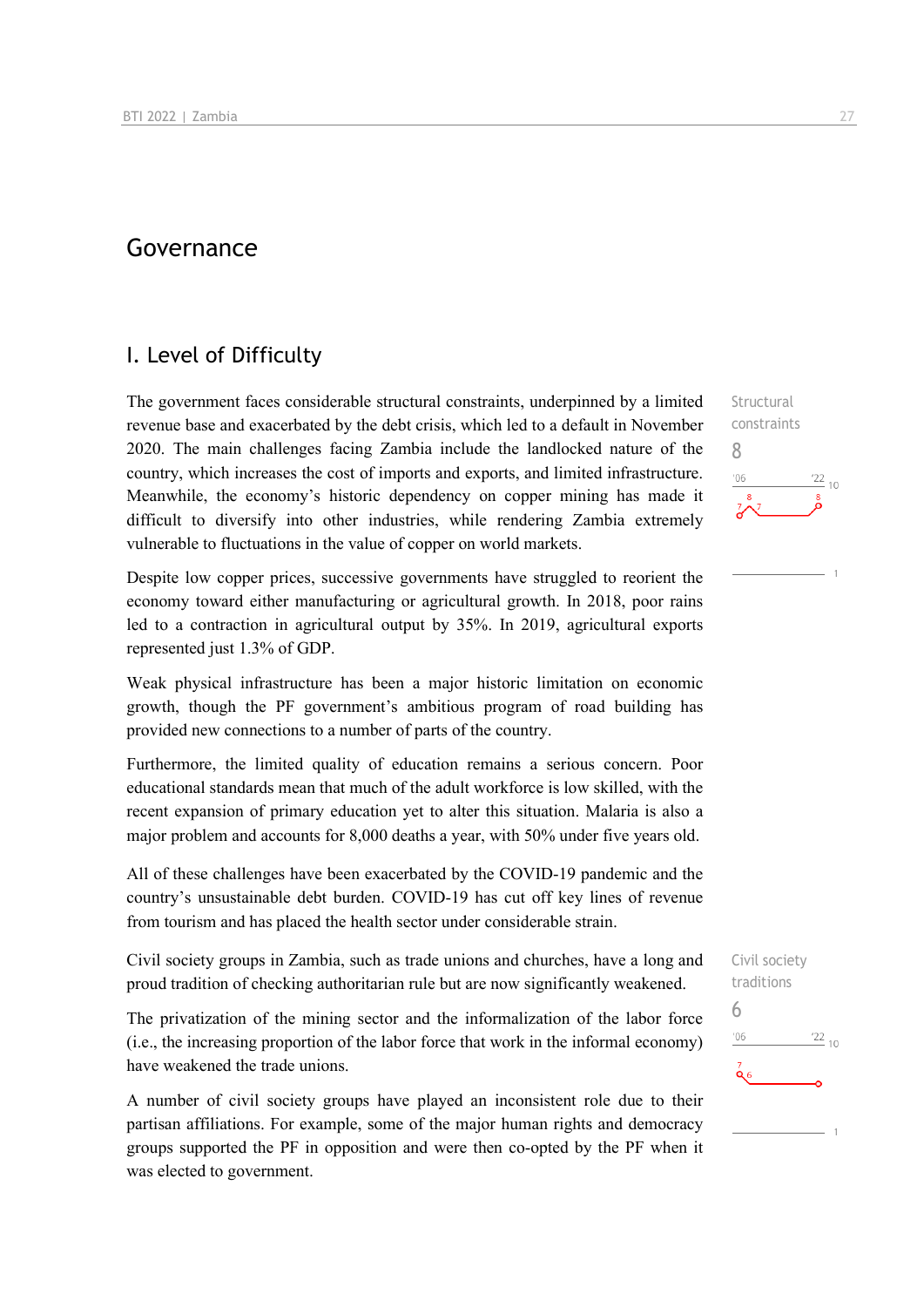# Governance

## I. Level of Difficulty

The government faces considerable structural constraints, underpinned by a limited revenue base and exacerbated by the debt crisis, which led to a default in November 2020. The main challenges facing Zambia include the landlocked nature of the country, which increases the cost of imports and exports, and limited infrastructure. Meanwhile, the economy's historic dependency on copper mining has made it difficult to diversify into other industries, while rendering Zambia extremely vulnerable to fluctuations in the value of copper on world markets.

Structural constraints
8

Despite low copper prices, successive governments have struggled to reorient the economy toward either manufacturing or agricultural growth. In 2018, poor rains led to a contraction in agricultural output by 35%. In 2019, agricultural exports represented just 1.3% of GDP.

Weak physical infrastructure has been a major historic limitation on economic growth, though the PF government's ambitious program of road building has provided new connections to a number of parts of the country.

Furthermore, the limited quality of education remains a serious concern. Poor educational standards mean that much of the adult workforce is low skilled, with the recent expansion of primary education yet to alter this situation. Malaria is also a major problem and accounts for 8,000 deaths a year, with 50% under five years old.

All of these challenges have been exacerbated by the COVID-19 pandemic and the country's unsustainable debt burden. COVID-19 has cut off key lines of revenue from tourism and has placed the health sector under considerable strain.

Civil society groups in Zambia, such as trade unions and churches, have a long and proud tradition of checking authoritarian rule but are now significantly weakened.

Civil society traditions
6

The privatization of the mining sector and the informalization of the labor force (i.e., the increasing proportion of the labor force that work in the informal economy) have weakened the trade unions.

A number of civil society groups have played an inconsistent role due to their partisan affiliations. For example, some of the major human rights and democracy groups supported the PF in opposition and were then co-opted by the PF when it was elected to government.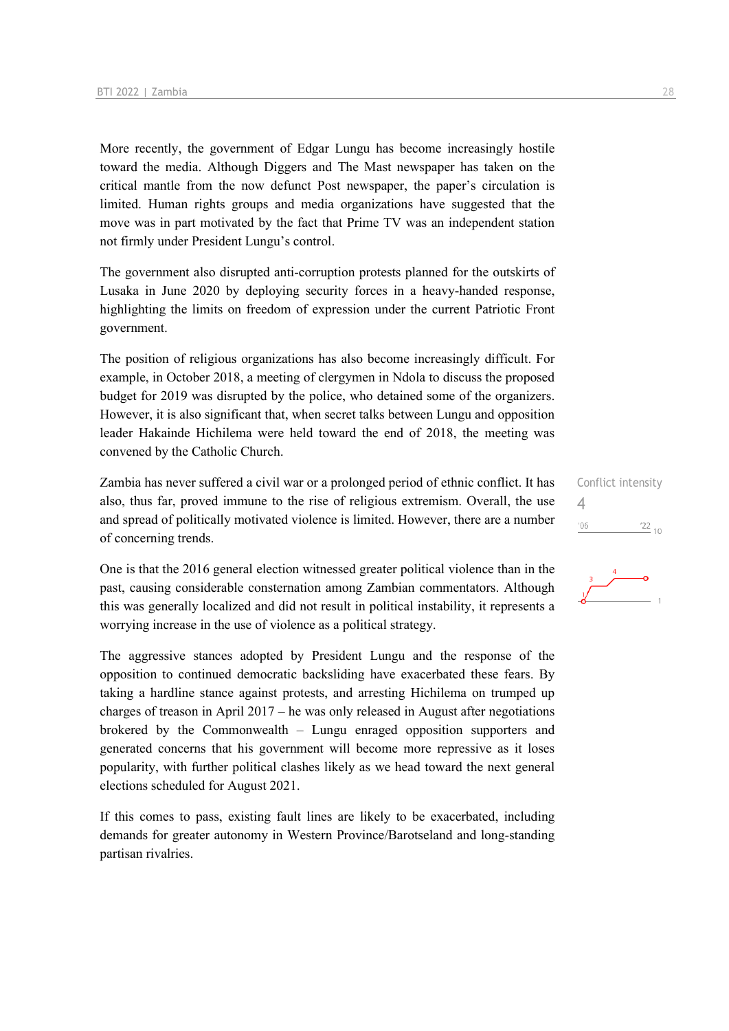More recently, the government of Edgar Lungu has become increasingly hostile toward the media. Although Diggers and The Mast newspaper has taken on the critical mantle from the now defunct Post newspaper, the paper's circulation is limited. Human rights groups and media organizations have suggested that the move was in part motivated by the fact that Prime TV was an independent station not firmly under President Lungu's control.

The government also disrupted anti-corruption protests planned for the outskirts of Lusaka in June 2020 by deploying security forces in a heavy-handed response, highlighting the limits on freedom of expression under the current Patriotic Front government.

The position of religious organizations has also become increasingly difficult. For example, in October 2018, a meeting of clergymen in Ndola to discuss the proposed budget for 2019 was disrupted by the police, who detained some of the organizers. However, it is also significant that, when secret talks between Lungu and opposition leader Hakainde Hichilema were held toward the end of 2018, the meeting was convened by the Catholic Church.

Conflict intensity

4

'06 '22 10

Zambia has never suffered a civil war or a prolonged period of ethnic conflict. It has also, thus far, proved immune to the rise of religious extremism. Overall, the use and spread of politically motivated violence is limited. However, there are a number of concerning trends.

One is that the 2016 general election witnessed greater political violence than in the past, causing considerable consternation among Zambian commentators. Although this was generally localized and did not result in political instability, it represents a worrying increase in the use of violence as a political strategy.

The aggressive stances adopted by President Lungu and the response of the opposition to continued democratic backsliding have exacerbated these fears. By taking a hardline stance against protests, and arresting Hichilema on trumped up charges of treason in April 2017 – he was only released in August after negotiations brokered by the Commonwealth – Lungu enraged opposition supporters and generated concerns that his government will become more repressive as it loses popularity, with further political clashes likely as we head toward the next general elections scheduled for August 2021.

If this comes to pass, existing fault lines are likely to be exacerbated, including demands for greater autonomy in Western Province/Barotseland and long-standing partisan rivalries.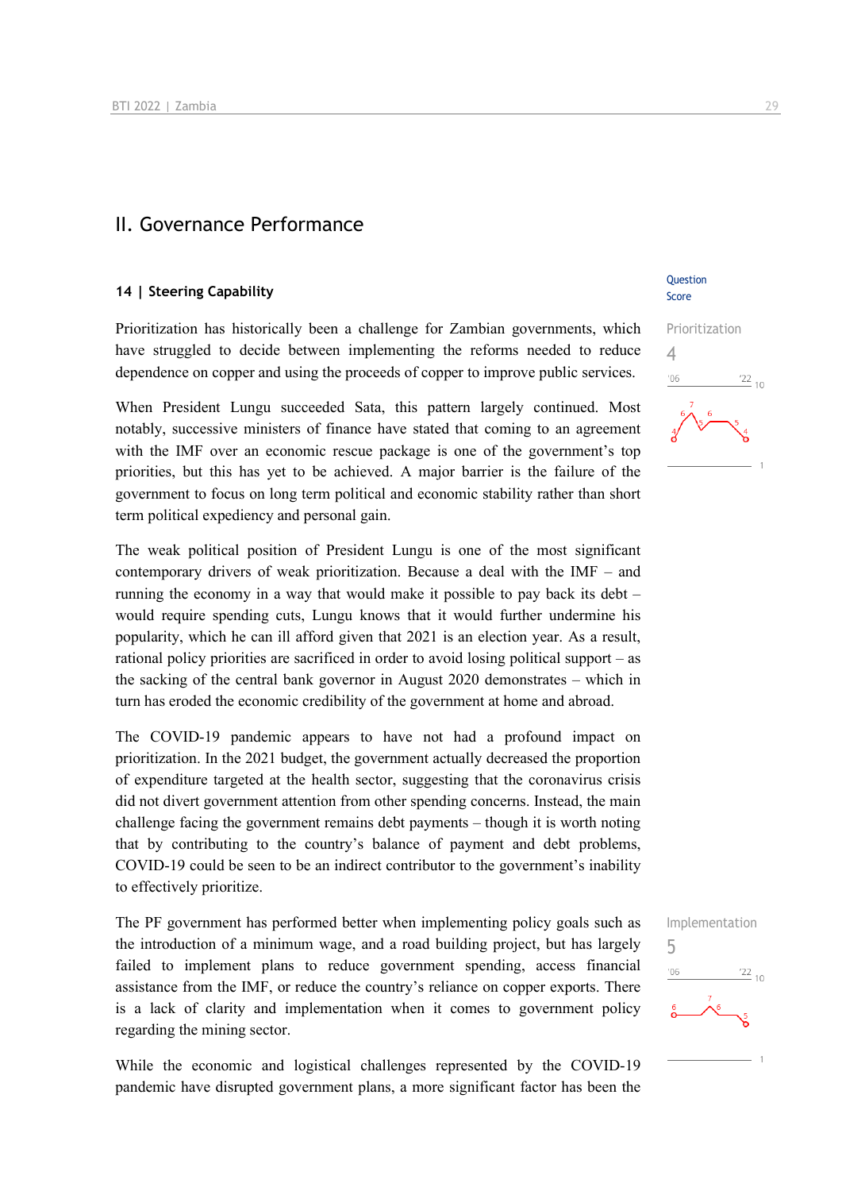# II. Governance Performance

## 14 | Steering Capability

Question Score

Prioritization
4

Prioritization has historically been a challenge for Zambian governments, which have struggled to decide between implementing the reforms needed to reduce dependence on copper and using the proceeds of copper to improve public services.

When President Lungu succeeded Sata, this pattern largely continued. Most notably, successive ministers of finance have stated that coming to an agreement with the IMF over an economic rescue package is one of the government's top priorities, but this has yet to be achieved. A major barrier is the failure of the government to focus on long term political and economic stability rather than short term political expediency and personal gain.

The weak political position of President Lungu is one of the most significant contemporary drivers of weak prioritization. Because a deal with the IMF – and running the economy in a way that would make it possible to pay back its debt – would require spending cuts, Lungu knows that it would further undermine his popularity, which he can ill afford given that 2021 is an election year. As a result, rational policy priorities are sacrificed in order to avoid losing political support – as the sacking of the central bank governor in August 2020 demonstrates – which in turn has eroded the economic credibility of the government at home and abroad.

The COVID-19 pandemic appears to have not had a profound impact on prioritization. In the 2021 budget, the government actually decreased the proportion of expenditure targeted at the health sector, suggesting that the coronavirus crisis did not divert government attention from other spending concerns. Instead, the main challenge facing the government remains debt payments – though it is worth noting that by contributing to the country's balance of payment and debt problems, COVID-19 could be seen to be an indirect contributor to the government's inability to effectively prioritize.

Implementation
5

The PF government has performed better when implementing policy goals such as the introduction of a minimum wage, and a road building project, but has largely failed to implement plans to reduce government spending, access financial assistance from the IMF, or reduce the country's reliance on copper exports. There is a lack of clarity and implementation when it comes to government policy regarding the mining sector.

While the economic and logistical challenges represented by the COVID-19 pandemic have disrupted government plans, a more significant factor has been the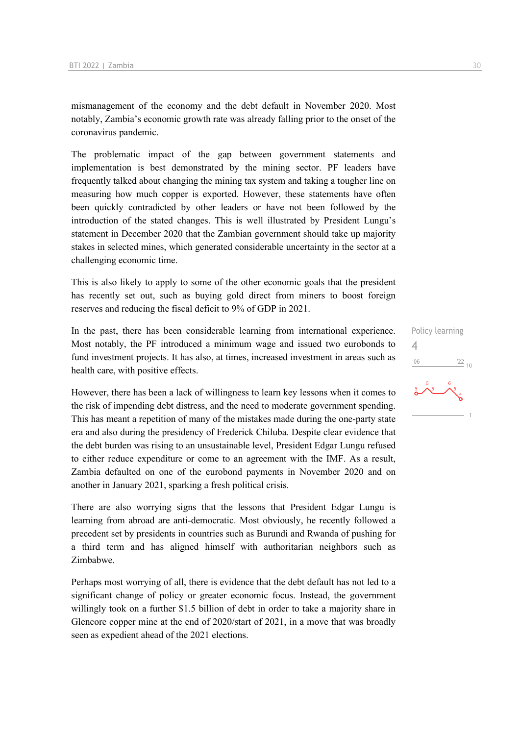mismanagement of the economy and the debt default in November 2020. Most notably, Zambia's economic growth rate was already falling prior to the onset of the coronavirus pandemic.

The problematic impact of the gap between government statements and implementation is best demonstrated by the mining sector. PF leaders have frequently talked about changing the mining tax system and taking a tougher line on measuring how much copper is exported. However, these statements have often been quickly contradicted by other leaders or have not been followed by the introduction of the stated changes. This is well illustrated by President Lungu's statement in December 2020 that the Zambian government should take up majority stakes in selected mines, which generated considerable uncertainty in the sector at a challenging economic time.

This is also likely to apply to some of the other economic goals that the president has recently set out, such as buying gold direct from miners to boost foreign reserves and reducing the fiscal deficit to 9% of GDP in 2021.

Policy learning

4

In the past, there has been considerable learning from international experience. Most notably, the PF introduced a minimum wage and issued two eurobonds to fund investment projects. It has also, at times, increased investment in areas such as health care, with positive effects.

However, there has been a lack of willingness to learn key lessons when it comes to the risk of impending debt distress, and the need to moderate government spending. This has meant a repetition of many of the mistakes made during the one-party state era and also during the presidency of Frederick Chiluba. Despite clear evidence that the debt burden was rising to an unsustainable level, President Edgar Lungu refused to either reduce expenditure or come to an agreement with the IMF. As a result, Zambia defaulted on one of the eurobond payments in November 2020 and on another in January 2021, sparking a fresh political crisis.

There are also worrying signs that the lessons that President Edgar Lungu is learning from abroad are anti-democratic. Most obviously, he recently followed a precedent set by presidents in countries such as Burundi and Rwanda of pushing for a third term and has aligned himself with authoritarian neighbors such as Zimbabwe.

Perhaps most worrying of all, there is evidence that the debt default has not led to a significant change of policy or greater economic focus. Instead, the government willingly took on a further $1.5 billion of debt in order to take a majority share in Glencore copper mine at the end of 2020/start of 2021, in a move that was broadly seen as expedient ahead of the 2021 elections.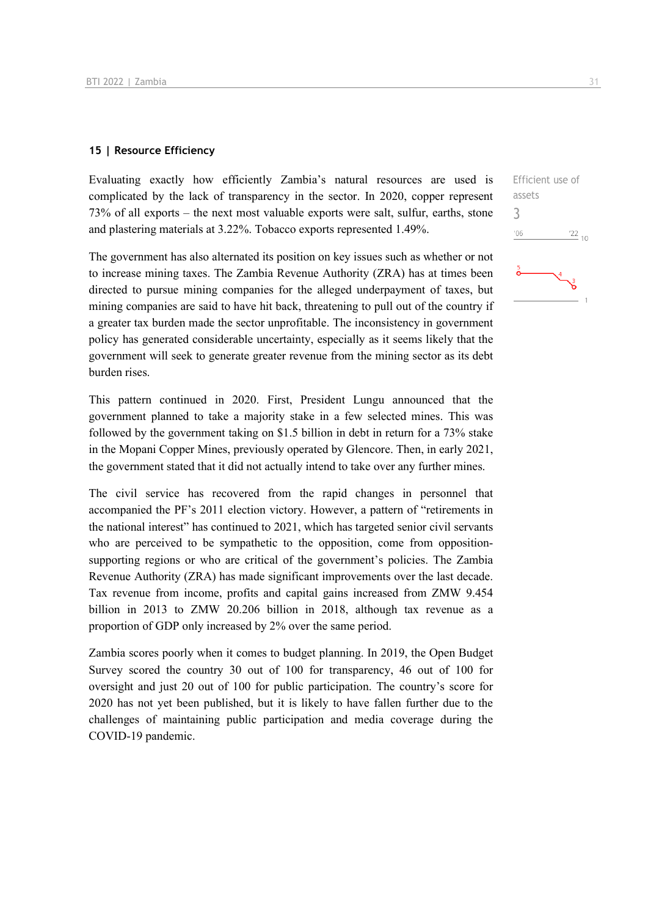### 15 | Resource Efficiency

Efficient use of assets

3

Evaluating exactly how efficiently Zambia's natural resources are used is complicated by the lack of transparency in the sector. In 2020, copper represent 73% of all exports – the next most valuable exports were salt, sulfur, earths, stone and plastering materials at 3.22%. Tobacco exports represented 1.49%.

The government has also alternated its position on key issues such as whether or not to increase mining taxes. The Zambia Revenue Authority (ZRA) has at times been directed to pursue mining companies for the alleged underpayment of taxes, but mining companies are said to have hit back, threatening to pull out of the country if a greater tax burden made the sector unprofitable. The inconsistency in government policy has generated considerable uncertainty, especially as it seems likely that the government will seek to generate greater revenue from the mining sector as its debt burden rises.

This pattern continued in 2020. First, President Lungu announced that the government planned to take a majority stake in a few selected mines. This was followed by the government taking on $1.5 billion in debt in return for a 73% stake in the Mopani Copper Mines, previously operated by Glencore. Then, in early 2021, the government stated that it did not actually intend to take over any further mines.

The civil service has recovered from the rapid changes in personnel that accompanied the PF's 2011 election victory. However, a pattern of "retirements in the national interest" has continued to 2021, which has targeted senior civil servants who are perceived to be sympathetic to the opposition, come from opposition-supporting regions or who are critical of the government's policies. The Zambia Revenue Authority (ZRA) has made significant improvements over the last decade. Tax revenue from income, profits and capital gains increased from ZMW 9.454 billion in 2013 to ZMW 20.206 billion in 2018, although tax revenue as a proportion of GDP only increased by 2% over the same period.

Zambia scores poorly when it comes to budget planning. In 2019, the Open Budget Survey scored the country 30 out of 100 for transparency, 46 out of 100 for oversight and just 20 out of 100 for public participation. The country's score for 2020 has not yet been published, but it is likely to have fallen further due to the challenges of maintaining public participation and media coverage during the COVID-19 pandemic.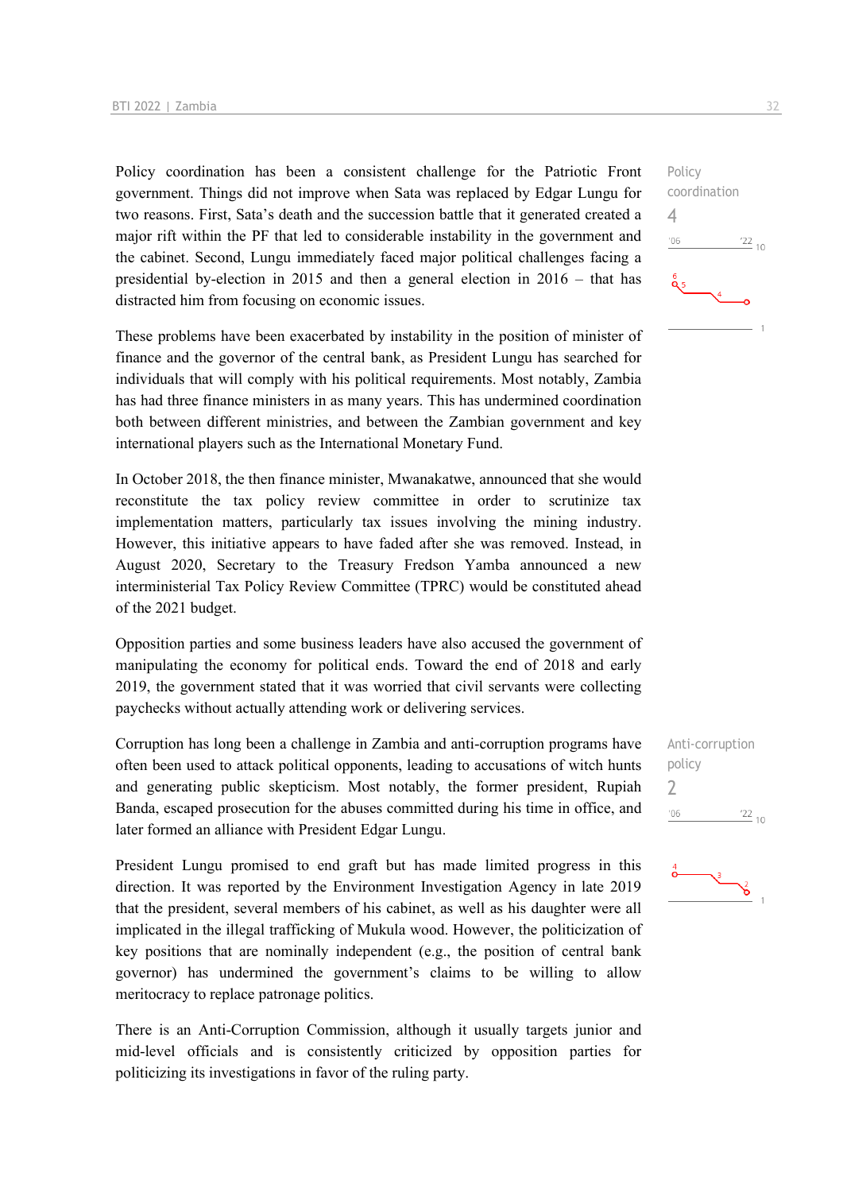Policy coordination has been a consistent challenge for the Patriotic Front government. Things did not improve when Sata was replaced by Edgar Lungu for two reasons. First, Sata's death and the succession battle that it generated created a major rift within the PF that led to considerable instability in the government and the cabinet. Second, Lungu immediately faced major political challenges facing a presidential by-election in 2015 and then a general election in 2016 – that has distracted him from focusing on economic issues.

Policy coordination
4

These problems have been exacerbated by instability in the position of minister of finance and the governor of the central bank, as President Lungu has searched for individuals that will comply with his political requirements. Most notably, Zambia has had three finance ministers in as many years. This has undermined coordination both between different ministries, and between the Zambian government and key international players such as the International Monetary Fund.

In October 2018, the then finance minister, Mwanakatwe, announced that she would reconstitute the tax policy review committee in order to scrutinize tax implementation matters, particularly tax issues involving the mining industry. However, this initiative appears to have faded after she was removed. Instead, in August 2020, Secretary to the Treasury Fredson Yamba announced a new interministerial Tax Policy Review Committee (TPRC) would be constituted ahead of the 2021 budget.

Opposition parties and some business leaders have also accused the government of manipulating the economy for political ends. Toward the end of 2018 and early 2019, the government stated that it was worried that civil servants were collecting paychecks without actually attending work or delivering services.

Corruption has long been a challenge in Zambia and anti-corruption programs have often been used to attack political opponents, leading to accusations of witch hunts and generating public skepticism. Most notably, the former president, Rupiah Banda, escaped prosecution for the abuses committed during his time in office, and later formed an alliance with President Edgar Lungu.

Anti-corruption policy
2

President Lungu promised to end graft but has made limited progress in this direction. It was reported by the Environment Investigation Agency in late 2019 that the president, several members of his cabinet, as well as his daughter were all implicated in the illegal trafficking of Mukula wood. However, the politicization of key positions that are nominally independent (e.g., the position of central bank governor) has undermined the government's claims to be willing to allow meritocracy to replace patronage politics.

There is an Anti-Corruption Commission, although it usually targets junior and mid-level officials and is consistently criticized by opposition parties for politicizing its investigations in favor of the ruling party.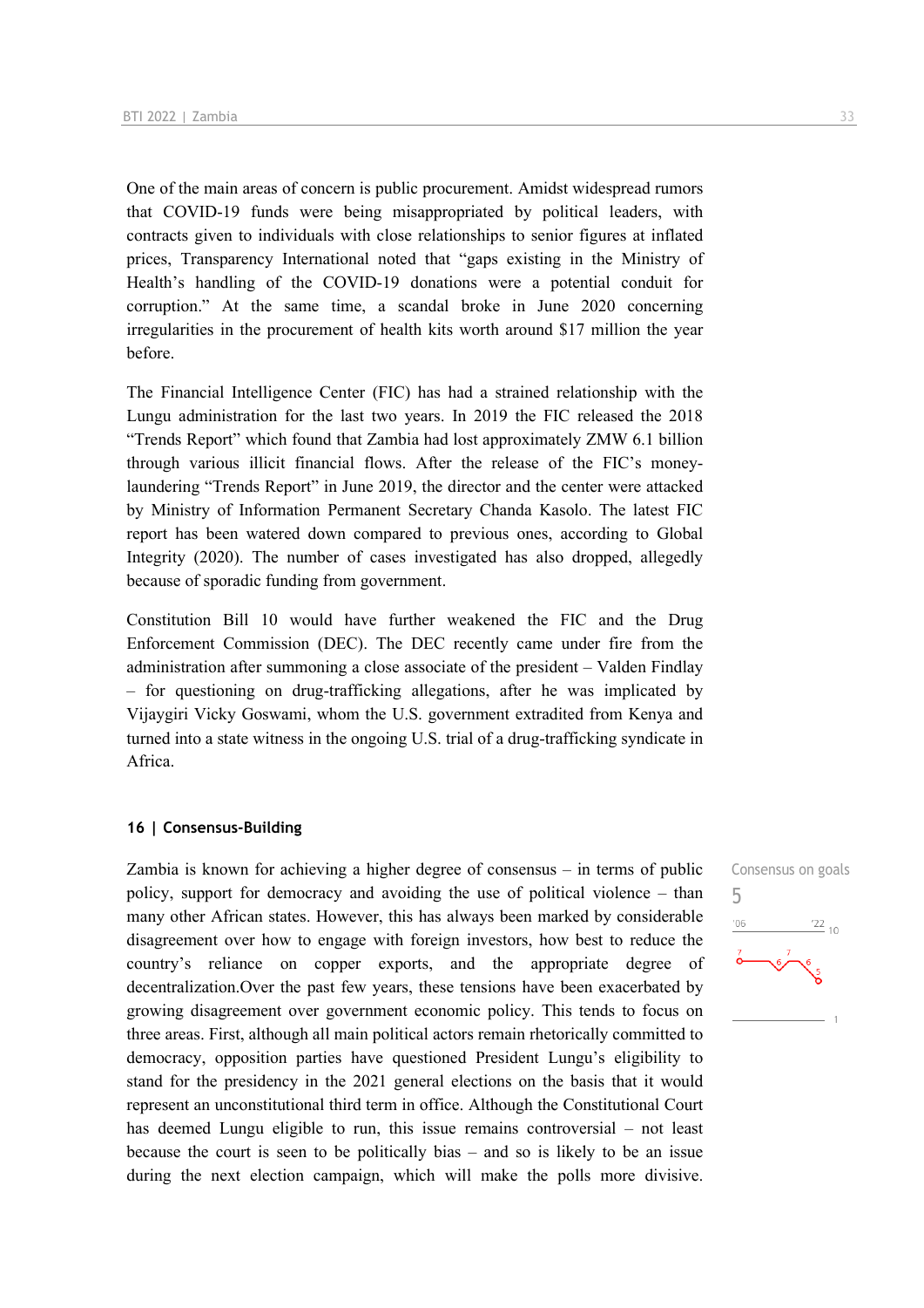One of the main areas of concern is public procurement. Amidst widespread rumors that COVID-19 funds were being misappropriated by political leaders, with contracts given to individuals with close relationships to senior figures at inflated prices, Transparency International noted that "gaps existing in the Ministry of Health's handling of the COVID-19 donations were a potential conduit for corruption." At the same time, a scandal broke in June 2020 concerning irregularities in the procurement of health kits worth around $17 million the year before.

The Financial Intelligence Center (FIC) has had a strained relationship with the Lungu administration for the last two years. In 2019 the FIC released the 2018 "Trends Report" which found that Zambia had lost approximately ZMW 6.1 billion through various illicit financial flows. After the release of the FIC's money-laundering "Trends Report" in June 2019, the director and the center were attacked by Ministry of Information Permanent Secretary Chanda Kasolo. The latest FIC report has been watered down compared to previous ones, according to Global Integrity (2020). The number of cases investigated has also dropped, allegedly because of sporadic funding from government.

Constitution Bill 10 would have further weakened the FIC and the Drug Enforcement Commission (DEC). The DEC recently came under fire from the administration after summoning a close associate of the president – Valden Findlay – for questioning on drug-trafficking allegations, after he was implicated by Vijaygiri Vicky Goswami, whom the U.S. government extradited from Kenya and turned into a state witness in the ongoing U.S. trial of a drug-trafficking syndicate in Africa.

## 16 | Consensus-Building

Consensus on goals
5

Zambia is known for achieving a higher degree of consensus – in terms of public policy, support for democracy and avoiding the use of political violence – than many other African states. However, this has always been marked by considerable disagreement over how to engage with foreign investors, how best to reduce the country's reliance on copper exports, and the appropriate degree of decentralization.Over the past few years, these tensions have been exacerbated by growing disagreement over government economic policy. This tends to focus on three areas. First, although all main political actors remain rhetorically committed to democracy, opposition parties have questioned President Lungu's eligibility to stand for the presidency in the 2021 general elections on the basis that it would represent an unconstitutional third term in office. Although the Constitutional Court has deemed Lungu eligible to run, this issue remains controversial – not least because the court is seen to be politically bias – and so is likely to be an issue during the next election campaign, which will make the polls more divisive.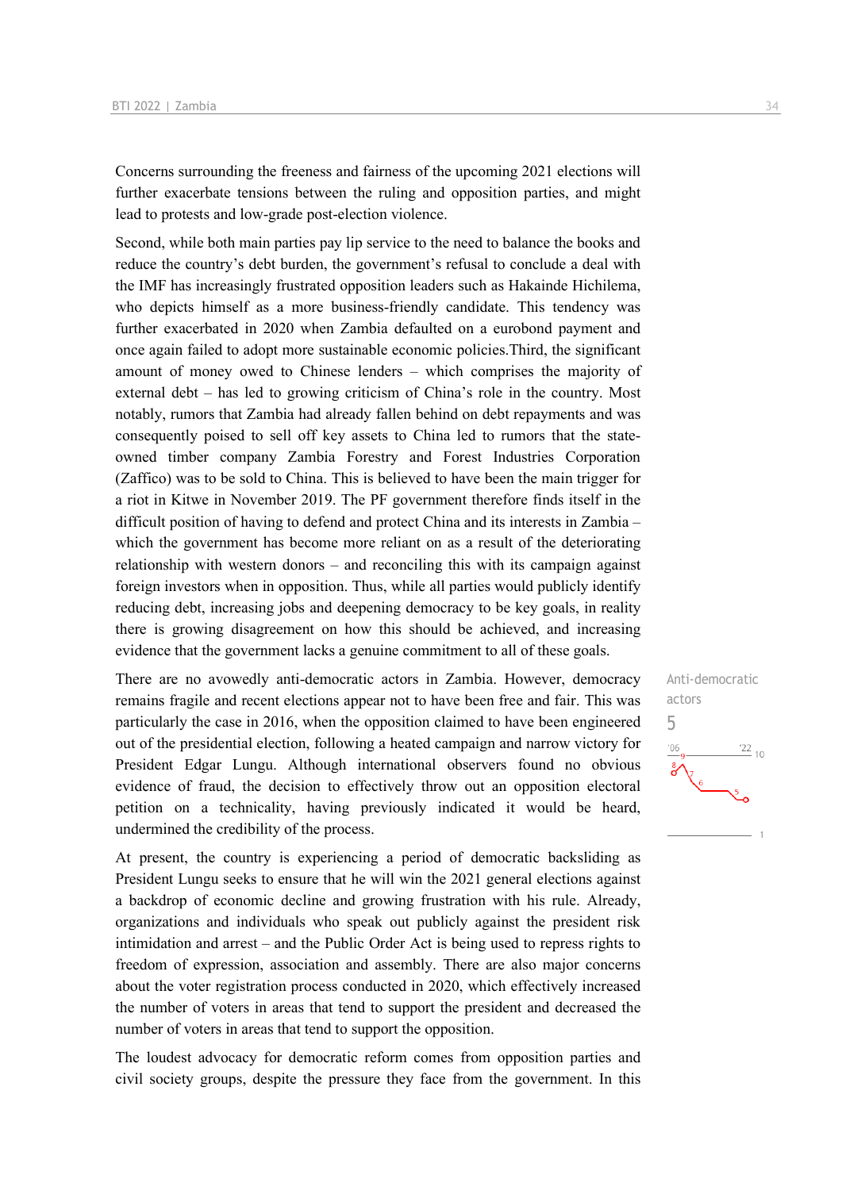Concerns surrounding the freeness and fairness of the upcoming 2021 elections will further exacerbate tensions between the ruling and opposition parties, and might lead to protests and low-grade post-election violence.

Second, while both main parties pay lip service to the need to balance the books and reduce the country's debt burden, the government's refusal to conclude a deal with the IMF has increasingly frustrated opposition leaders such as Hakainde Hichilema, who depicts himself as a more business-friendly candidate. This tendency was further exacerbated in 2020 when Zambia defaulted on a eurobond payment and once again failed to adopt more sustainable economic policies.Third, the significant amount of money owed to Chinese lenders – which comprises the majority of external debt – has led to growing criticism of China's role in the country. Most notably, rumors that Zambia had already fallen behind on debt repayments and was consequently poised to sell off key assets to China led to rumors that the state-owned timber company Zambia Forestry and Forest Industries Corporation (Zaffico) was to be sold to China. This is believed to have been the main trigger for a riot in Kitwe in November 2019. The PF government therefore finds itself in the difficult position of having to defend and protect China and its interests in Zambia – which the government has become more reliant on as a result of the deteriorating relationship with western donors – and reconciling this with its campaign against foreign investors when in opposition. Thus, while all parties would publicly identify reducing debt, increasing jobs and deepening democracy to be key goals, in reality there is growing disagreement on how this should be achieved, and increasing evidence that the government lacks a genuine commitment to all of these goals.

Anti-democratic actors
5

There are no avowedly anti-democratic actors in Zambia. However, democracy remains fragile and recent elections appear not to have been free and fair. This was particularly the case in 2016, when the opposition claimed to have been engineered out of the presidential election, following a heated campaign and narrow victory for President Edgar Lungu. Although international observers found no obvious evidence of fraud, the decision to effectively throw out an opposition electoral petition on a technicality, having previously indicated it would be heard, undermined the credibility of the process.

At present, the country is experiencing a period of democratic backsliding as President Lungu seeks to ensure that he will win the 2021 general elections against a backdrop of economic decline and growing frustration with his rule. Already, organizations and individuals who speak out publicly against the president risk intimidation and arrest – and the Public Order Act is being used to repress rights to freedom of expression, association and assembly. There are also major concerns about the voter registration process conducted in 2020, which effectively increased the number of voters in areas that tend to support the president and decreased the number of voters in areas that tend to support the opposition.

The loudest advocacy for democratic reform comes from opposition parties and civil society groups, despite the pressure they face from the government. In this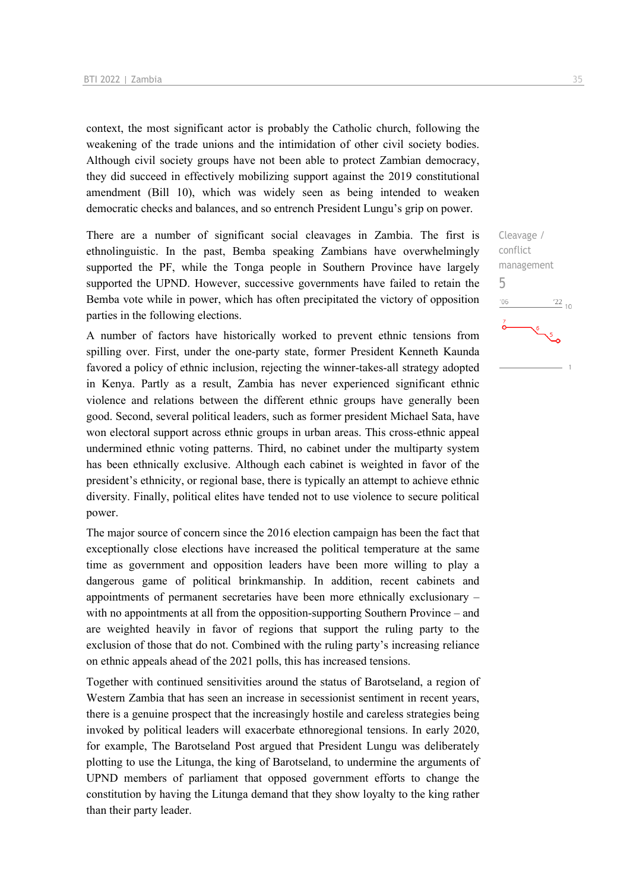context, the most significant actor is probably the Catholic church, following the weakening of the trade unions and the intimidation of other civil society bodies. Although civil society groups have not been able to protect Zambian democracy, they did succeed in effectively mobilizing support against the 2019 constitutional amendment (Bill 10), which was widely seen as being intended to weaken democratic checks and balances, and so entrench President Lungu's grip on power.

Cleavage / conflict management
5

There are a number of significant social cleavages in Zambia. The first is ethnolinguistic. In the past, Bemba speaking Zambians have overwhelmingly supported the PF, while the Tonga people in Southern Province have largely supported the UPND. However, successive governments have failed to retain the Bemba vote while in power, which has often precipitated the victory of opposition parties in the following elections.

A number of factors have historically worked to prevent ethnic tensions from spilling over. First, under the one-party state, former President Kenneth Kaunda favored a policy of ethnic inclusion, rejecting the winner-takes-all strategy adopted in Kenya. Partly as a result, Zambia has never experienced significant ethnic violence and relations between the different ethnic groups have generally been good. Second, several political leaders, such as former president Michael Sata, have won electoral support across ethnic groups in urban areas. This cross-ethnic appeal undermined ethnic voting patterns. Third, no cabinet under the multiparty system has been ethnically exclusive. Although each cabinet is weighted in favor of the president's ethnicity, or regional base, there is typically an attempt to achieve ethnic diversity. Finally, political elites have tended not to use violence to secure political power.

The major source of concern since the 2016 election campaign has been the fact that exceptionally close elections have increased the political temperature at the same time as government and opposition leaders have been more willing to play a dangerous game of political brinkmanship. In addition, recent cabinets and appointments of permanent secretaries have been more ethnically exclusionary – with no appointments at all from the opposition-supporting Southern Province – and are weighted heavily in favor of regions that support the ruling party to the exclusion of those that do not. Combined with the ruling party's increasing reliance on ethnic appeals ahead of the 2021 polls, this has increased tensions.

Together with continued sensitivities around the status of Barotseland, a region of Western Zambia that has seen an increase in secessionist sentiment in recent years, there is a genuine prospect that the increasingly hostile and careless strategies being invoked by political leaders will exacerbate ethnoregional tensions. In early 2020, for example, The Barotseland Post argued that President Lungu was deliberately plotting to use the Litunga, the king of Barotseland, to undermine the arguments of UPND members of parliament that opposed government efforts to change the constitution by having the Litunga demand that they show loyalty to the king rather than their party leader.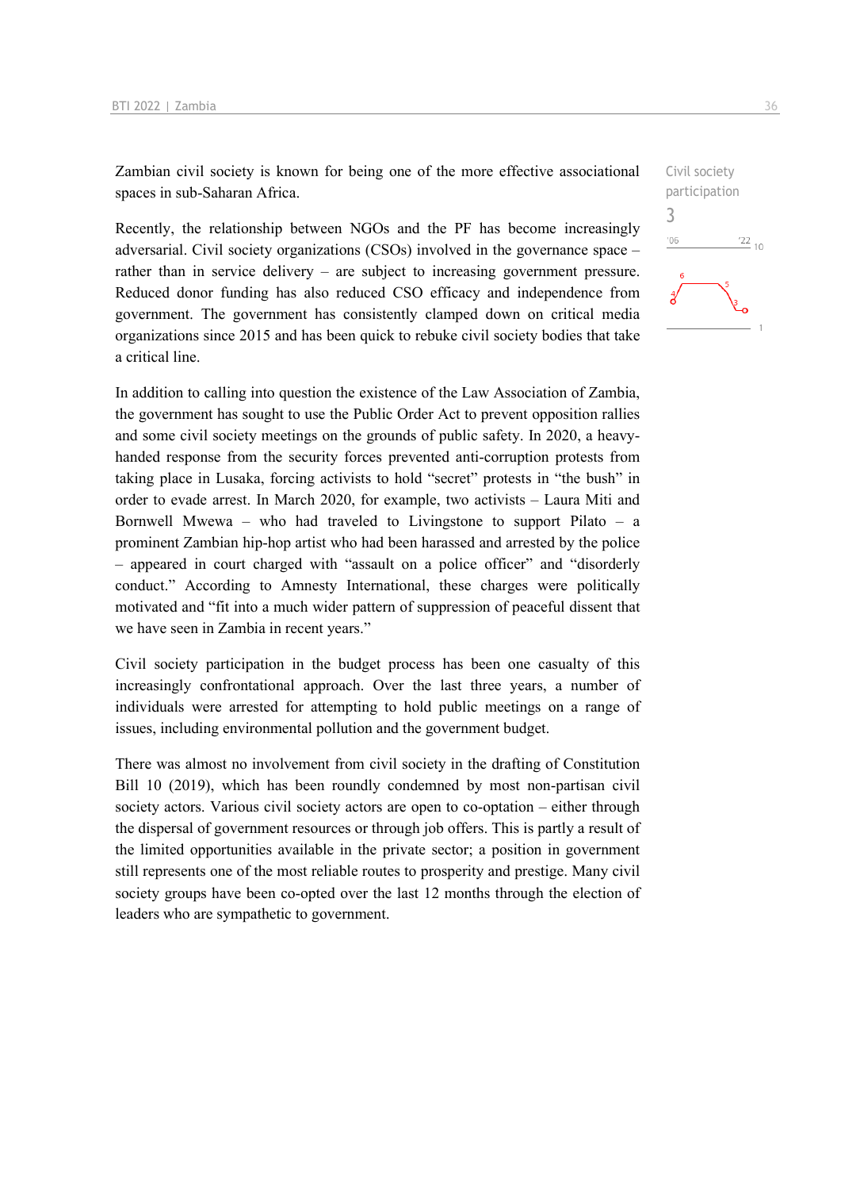Zambian civil society is known for being one of the more effective associational spaces in sub-Saharan Africa.

Civil society participation

3

Recently, the relationship between NGOs and the PF has become increasingly adversarial. Civil society organizations (CSOs) involved in the governance space – rather than in service delivery – are subject to increasing government pressure. Reduced donor funding has also reduced CSO efficacy and independence from government. The government has consistently clamped down on critical media organizations since 2015 and has been quick to rebuke civil society bodies that take a critical line.

In addition to calling into question the existence of the Law Association of Zambia, the government has sought to use the Public Order Act to prevent opposition rallies and some civil society meetings on the grounds of public safety. In 2020, a heavy-handed response from the security forces prevented anti-corruption protests from taking place in Lusaka, forcing activists to hold "secret" protests in "the bush" in order to evade arrest. In March 2020, for example, two activists – Laura Miti and Bornwell Mwewa – who had traveled to Livingstone to support Pilato – a prominent Zambian hip-hop artist who had been harassed and arrested by the police – appeared in court charged with "assault on a police officer" and "disorderly conduct." According to Amnesty International, these charges were politically motivated and "fit into a much wider pattern of suppression of peaceful dissent that we have seen in Zambia in recent years."

Civil society participation in the budget process has been one casualty of this increasingly confrontational approach. Over the last three years, a number of individuals were arrested for attempting to hold public meetings on a range of issues, including environmental pollution and the government budget.

There was almost no involvement from civil society in the drafting of Constitution Bill 10 (2019), which has been roundly condemned by most non-partisan civil society actors. Various civil society actors are open to co-optation – either through the dispersal of government resources or through job offers. This is partly a result of the limited opportunities available in the private sector; a position in government still represents one of the most reliable routes to prosperity and prestige. Many civil society groups have been co-opted over the last 12 months through the election of leaders who are sympathetic to government.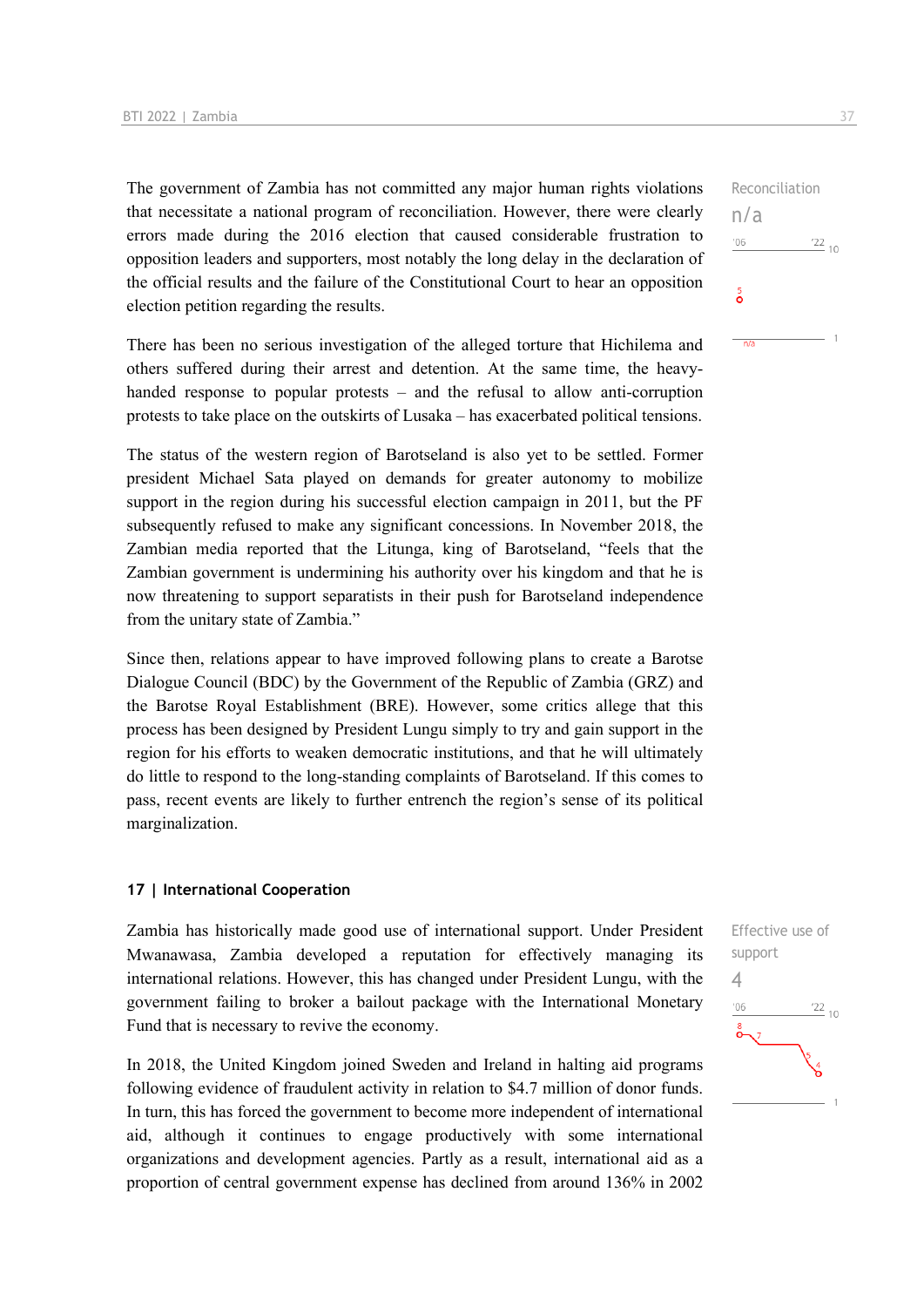The government of Zambia has not committed any major human rights violations that necessitate a national program of reconciliation. However, there were clearly errors made during the 2016 election that caused considerable frustration to opposition leaders and supporters, most notably the long delay in the declaration of the official results and the failure of the Constitutional Court to hear an opposition election petition regarding the results.

Reconciliation
n/a

There has been no serious investigation of the alleged torture that Hichilema and others suffered during their arrest and detention. At the same time, the heavy-handed response to popular protests – and the refusal to allow anti-corruption protests to take place on the outskirts of Lusaka – has exacerbated political tensions.

The status of the western region of Barotseland is also yet to be settled. Former president Michael Sata played on demands for greater autonomy to mobilize support in the region during his successful election campaign in 2011, but the PF subsequently refused to make any significant concessions. In November 2018, the Zambian media reported that the Litunga, king of Barotseland, "feels that the Zambian government is undermining his authority over his kingdom and that he is now threatening to support separatists in their push for Barotseland independence from the unitary state of Zambia."

Since then, relations appear to have improved following plans to create a Barotse Dialogue Council (BDC) by the Government of the Republic of Zambia (GRZ) and the Barotse Royal Establishment (BRE). However, some critics allege that this process has been designed by President Lungu simply to try and gain support in the region for his efforts to weaken democratic institutions, and that he will ultimately do little to respond to the long-standing complaints of Barotseland. If this comes to pass, recent events are likely to further entrench the region's sense of its political marginalization.

## 17 | International Cooperation

Zambia has historically made good use of international support. Under President Mwanawasa, Zambia developed a reputation for effectively managing its international relations. However, this has changed under President Lungu, with the government failing to broker a bailout package with the International Monetary Fund that is necessary to revive the economy.

Effective use of support
4

In 2018, the United Kingdom joined Sweden and Ireland in halting aid programs following evidence of fraudulent activity in relation to $4.7 million of donor funds. In turn, this has forced the government to become more independent of international aid, although it continues to engage productively with some international organizations and development agencies. Partly as a result, international aid as a proportion of central government expense has declined from around 136% in 2002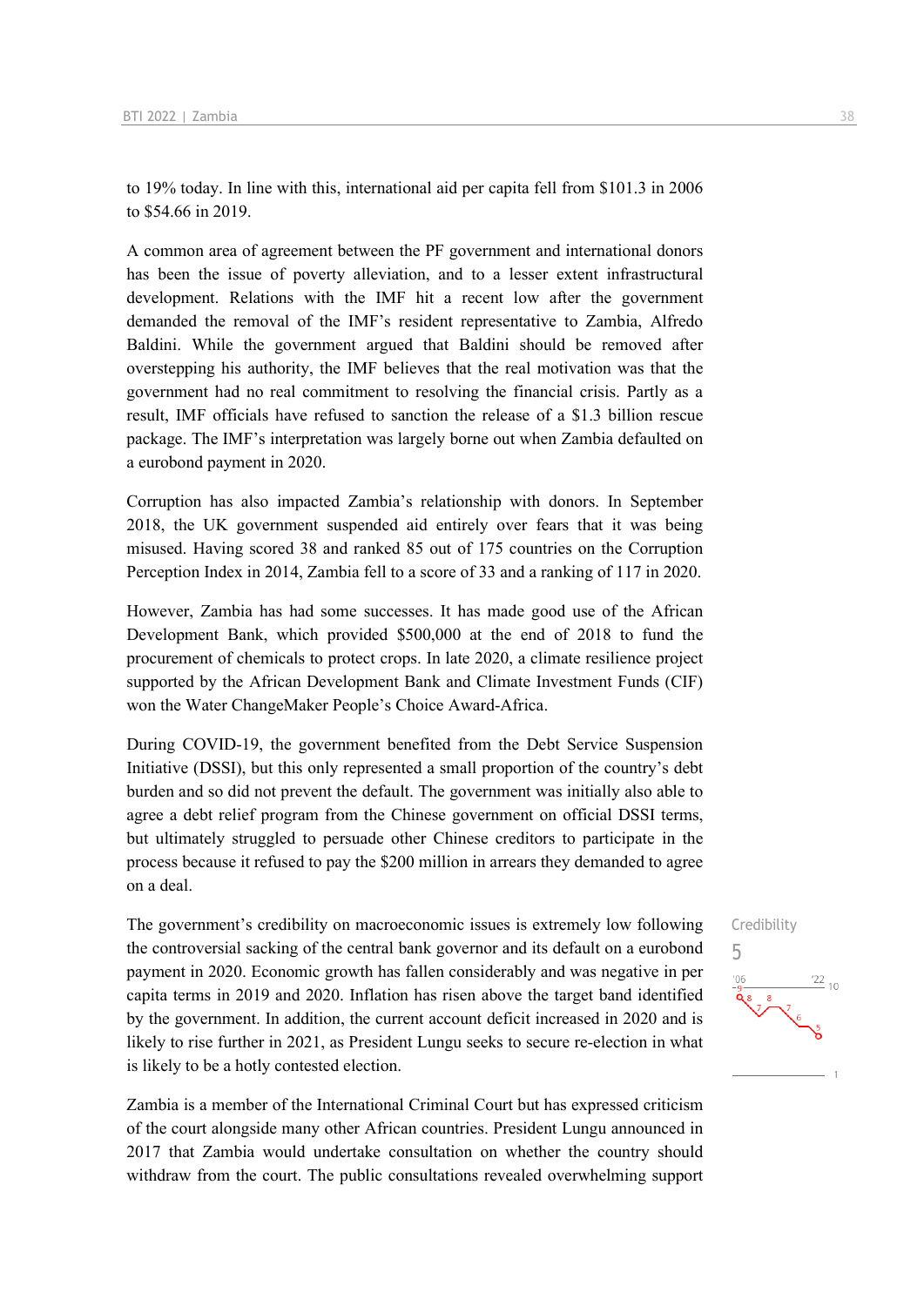to 19% today. In line with this, international aid per capita fell from $101.3 in 2006 to $54.66 in 2019.

A common area of agreement between the PF government and international donors has been the issue of poverty alleviation, and to a lesser extent infrastructural development. Relations with the IMF hit a recent low after the government demanded the removal of the IMF's resident representative to Zambia, Alfredo Baldini. While the government argued that Baldini should be removed after overstepping his authority, the IMF believes that the real motivation was that the government had no real commitment to resolving the financial crisis. Partly as a result, IMF officials have refused to sanction the release of a $1.3 billion rescue package. The IMF's interpretation was largely borne out when Zambia defaulted on a eurobond payment in 2020.

Corruption has also impacted Zambia's relationship with donors. In September 2018, the UK government suspended aid entirely over fears that it was being misused. Having scored 38 and ranked 85 out of 175 countries on the Corruption Perception Index in 2014, Zambia fell to a score of 33 and a ranking of 117 in 2020.

However, Zambia has had some successes. It has made good use of the African Development Bank, which provided $500,000 at the end of 2018 to fund the procurement of chemicals to protect crops. In late 2020, a climate resilience project supported by the African Development Bank and Climate Investment Funds (CIF) won the Water ChangeMaker People's Choice Award-Africa.

During COVID-19, the government benefited from the Debt Service Suspension Initiative (DSSI), but this only represented a small proportion of the country's debt burden and so did not prevent the default. The government was initially also able to agree a debt relief program from the Chinese government on official DSSI terms, but ultimately struggled to persuade other Chinese creditors to participate in the process because it refused to pay the $200 million in arrears they demanded to agree on a deal.

Credibility
5

The government's credibility on macroeconomic issues is extremely low following the controversial sacking of the central bank governor and its default on a eurobond payment in 2020. Economic growth has fallen considerably and was negative in per capita terms in 2019 and 2020. Inflation has risen above the target band identified by the government. In addition, the current account deficit increased in 2020 and is likely to rise further in 2021, as President Lungu seeks to secure re-election in what is likely to be a hotly contested election.

Zambia is a member of the International Criminal Court but has expressed criticism of the court alongside many other African countries. President Lungu announced in 2017 that Zambia would undertake consultation on whether the country should withdraw from the court. The public consultations revealed overwhelming support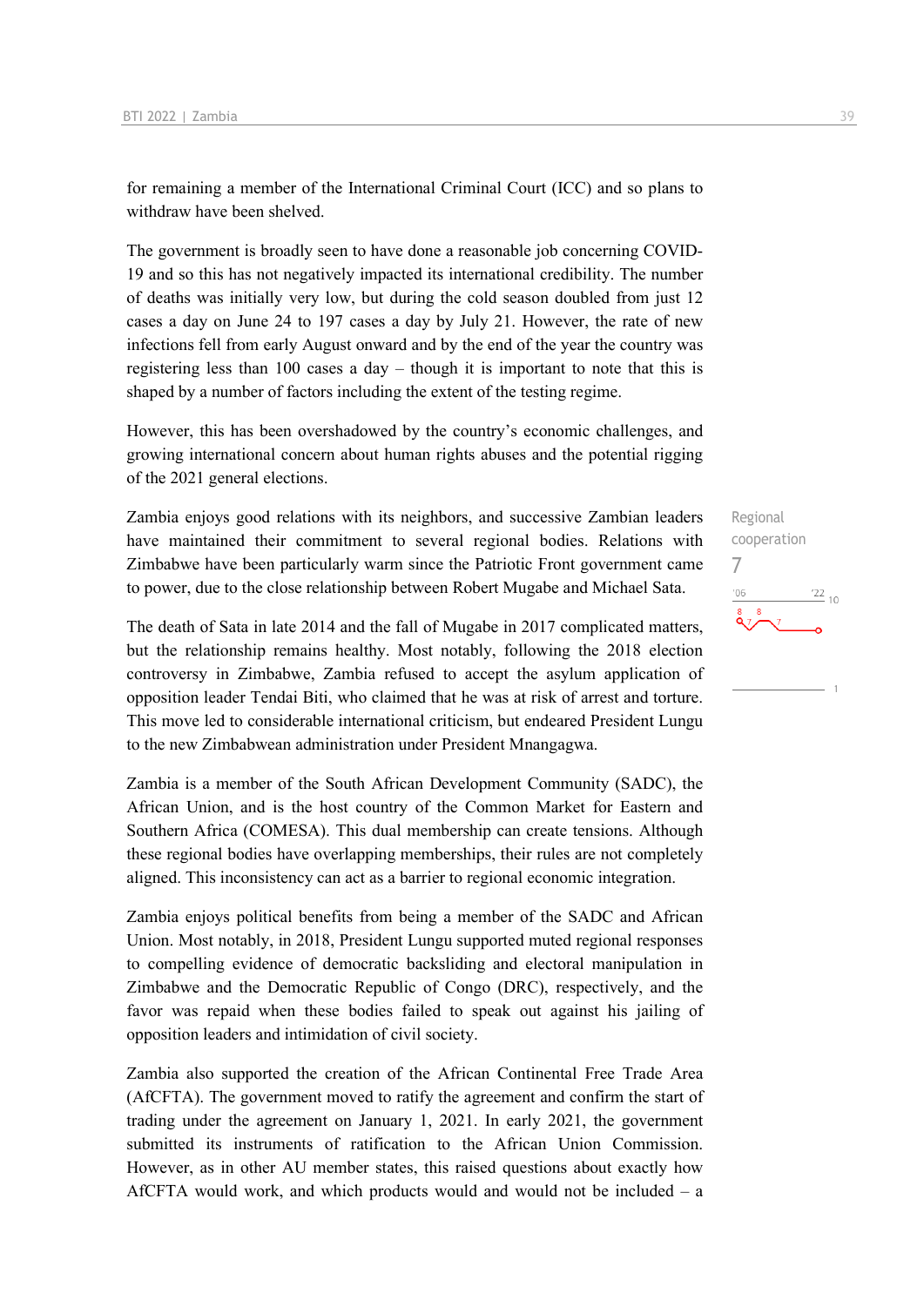for remaining a member of the International Criminal Court (ICC) and so plans to withdraw have been shelved.

The government is broadly seen to have done a reasonable job concerning COVID-19 and so this has not negatively impacted its international credibility. The number of deaths was initially very low, but during the cold season doubled from just 12 cases a day on June 24 to 197 cases a day by July 21. However, the rate of new infections fell from early August onward and by the end of the year the country was registering less than 100 cases a day – though it is important to note that this is shaped by a number of factors including the extent of the testing regime.

However, this has been overshadowed by the country's economic challenges, and growing international concern about human rights abuses and the potential rigging of the 2021 general elections.

Regional cooperation
7

Zambia enjoys good relations with its neighbors, and successive Zambian leaders have maintained their commitment to several regional bodies. Relations with Zimbabwe have been particularly warm since the Patriotic Front government came to power, due to the close relationship between Robert Mugabe and Michael Sata.

The death of Sata in late 2014 and the fall of Mugabe in 2017 complicated matters, but the relationship remains healthy. Most notably, following the 2018 election controversy in Zimbabwe, Zambia refused to accept the asylum application of opposition leader Tendai Biti, who claimed that he was at risk of arrest and torture. This move led to considerable international criticism, but endeared President Lungu to the new Zimbabwean administration under President Mnangagwa.

Zambia is a member of the South African Development Community (SADC), the African Union, and is the host country of the Common Market for Eastern and Southern Africa (COMESA). This dual membership can create tensions. Although these regional bodies have overlapping memberships, their rules are not completely aligned. This inconsistency can act as a barrier to regional economic integration.

Zambia enjoys political benefits from being a member of the SADC and African Union. Most notably, in 2018, President Lungu supported muted regional responses to compelling evidence of democratic backsliding and electoral manipulation in Zimbabwe and the Democratic Republic of Congo (DRC), respectively, and the favor was repaid when these bodies failed to speak out against his jailing of opposition leaders and intimidation of civil society.

Zambia also supported the creation of the African Continental Free Trade Area (AfCFTA). The government moved to ratify the agreement and confirm the start of trading under the agreement on January 1, 2021. In early 2021, the government submitted its instruments of ratification to the African Union Commission. However, as in other AU member states, this raised questions about exactly how AfCFTA would work, and which products would and would not be included – a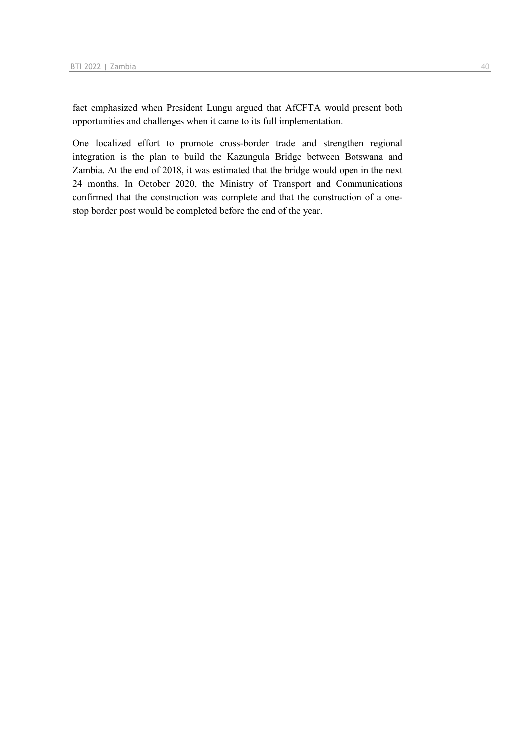fact emphasized when President Lungu argued that AfCFTA would present both opportunities and challenges when it came to its full implementation.

One localized effort to promote cross-border trade and strengthen regional integration is the plan to build the Kazungula Bridge between Botswana and Zambia. At the end of 2018, it was estimated that the bridge would open in the next 24 months. In October 2020, the Ministry of Transport and Communications confirmed that the construction was complete and that the construction of a one-stop border post would be completed before the end of the year.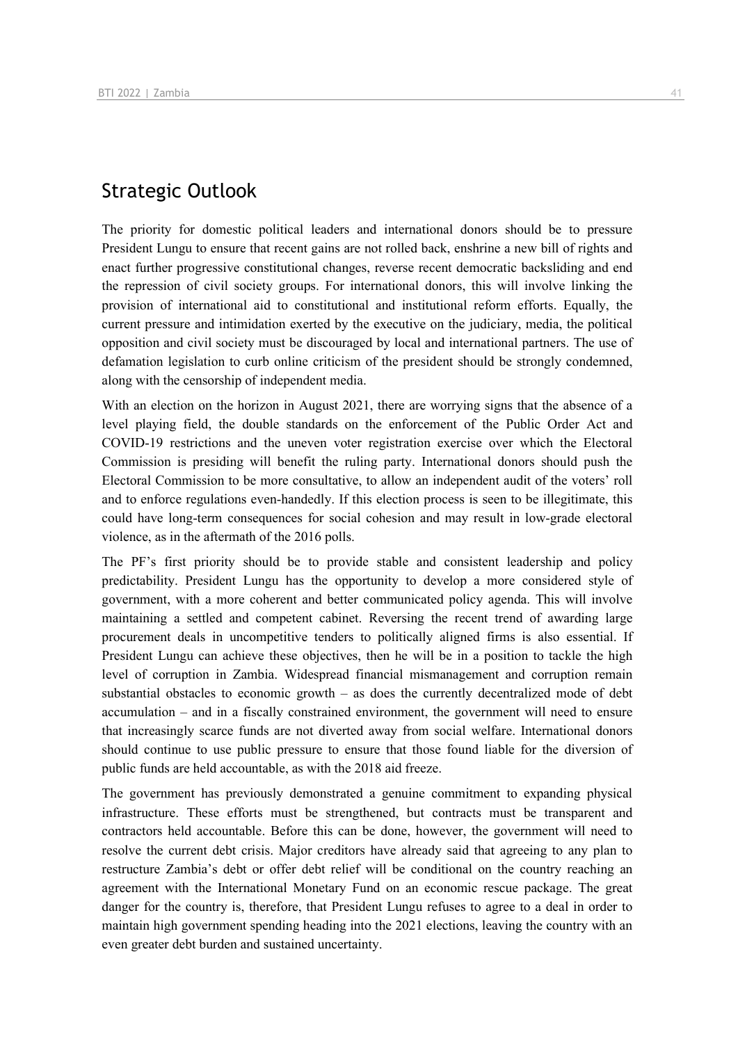## Strategic Outlook

The priority for domestic political leaders and international donors should be to pressure President Lungu to ensure that recent gains are not rolled back, enshrine a new bill of rights and enact further progressive constitutional changes, reverse recent democratic backsliding and end the repression of civil society groups. For international donors, this will involve linking the provision of international aid to constitutional and institutional reform efforts. Equally, the current pressure and intimidation exerted by the executive on the judiciary, media, the political opposition and civil society must be discouraged by local and international partners. The use of defamation legislation to curb online criticism of the president should be strongly condemned, along with the censorship of independent media.

With an election on the horizon in August 2021, there are worrying signs that the absence of a level playing field, the double standards on the enforcement of the Public Order Act and COVID-19 restrictions and the uneven voter registration exercise over which the Electoral Commission is presiding will benefit the ruling party. International donors should push the Electoral Commission to be more consultative, to allow an independent audit of the voters' roll and to enforce regulations even-handedly. If this election process is seen to be illegitimate, this could have long-term consequences for social cohesion and may result in low-grade electoral violence, as in the aftermath of the 2016 polls.

The PF's first priority should be to provide stable and consistent leadership and policy predictability. President Lungu has the opportunity to develop a more considered style of government, with a more coherent and better communicated policy agenda. This will involve maintaining a settled and competent cabinet. Reversing the recent trend of awarding large procurement deals in uncompetitive tenders to politically aligned firms is also essential. If President Lungu can achieve these objectives, then he will be in a position to tackle the high level of corruption in Zambia. Widespread financial mismanagement and corruption remain substantial obstacles to economic growth – as does the currently decentralized mode of debt accumulation – and in a fiscally constrained environment, the government will need to ensure that increasingly scarce funds are not diverted away from social welfare. International donors should continue to use public pressure to ensure that those found liable for the diversion of public funds are held accountable, as with the 2018 aid freeze.

The government has previously demonstrated a genuine commitment to expanding physical infrastructure. These efforts must be strengthened, but contracts must be transparent and contractors held accountable. Before this can be done, however, the government will need to resolve the current debt crisis. Major creditors have already said that agreeing to any plan to restructure Zambia's debt or offer debt relief will be conditional on the country reaching an agreement with the International Monetary Fund on an economic rescue package. The great danger for the country is, therefore, that President Lungu refuses to agree to a deal in order to maintain high government spending heading into the 2021 elections, leaving the country with an even greater debt burden and sustained uncertainty.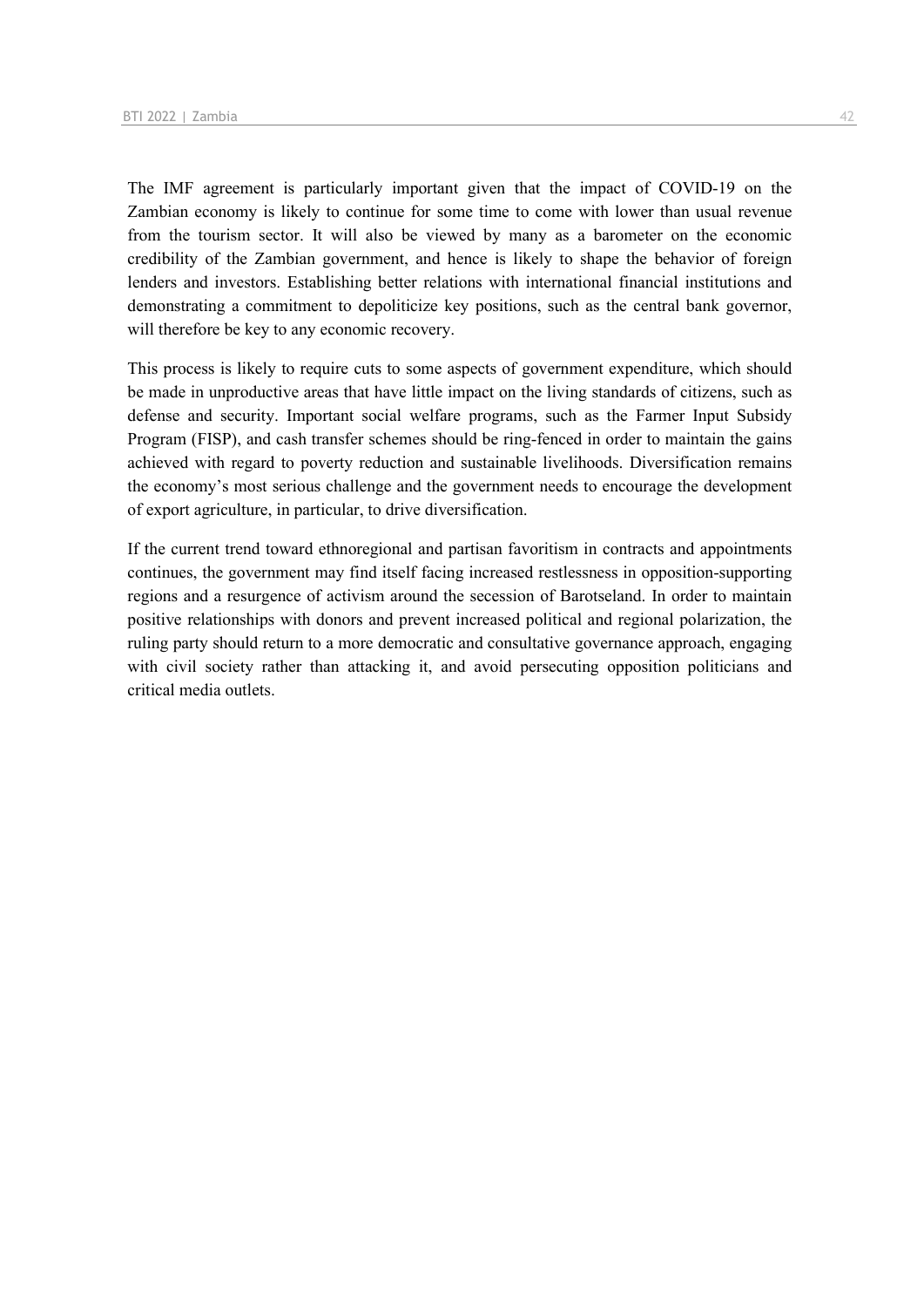The IMF agreement is particularly important given that the impact of COVID-19 on the Zambian economy is likely to continue for some time to come with lower than usual revenue from the tourism sector. It will also be viewed by many as a barometer on the economic credibility of the Zambian government, and hence is likely to shape the behavior of foreign lenders and investors. Establishing better relations with international financial institutions and demonstrating a commitment to depoliticize key positions, such as the central bank governor, will therefore be key to any economic recovery.

This process is likely to require cuts to some aspects of government expenditure, which should be made in unproductive areas that have little impact on the living standards of citizens, such as defense and security. Important social welfare programs, such as the Farmer Input Subsidy Program (FISP), and cash transfer schemes should be ring-fenced in order to maintain the gains achieved with regard to poverty reduction and sustainable livelihoods. Diversification remains the economy's most serious challenge and the government needs to encourage the development of export agriculture, in particular, to drive diversification.

If the current trend toward ethnoregional and partisan favoritism in contracts and appointments continues, the government may find itself facing increased restlessness in opposition-supporting regions and a resurgence of activism around the secession of Barotseland. In order to maintain positive relationships with donors and prevent increased political and regional polarization, the ruling party should return to a more democratic and consultative governance approach, engaging with civil society rather than attacking it, and avoid persecuting opposition politicians and critical media outlets.